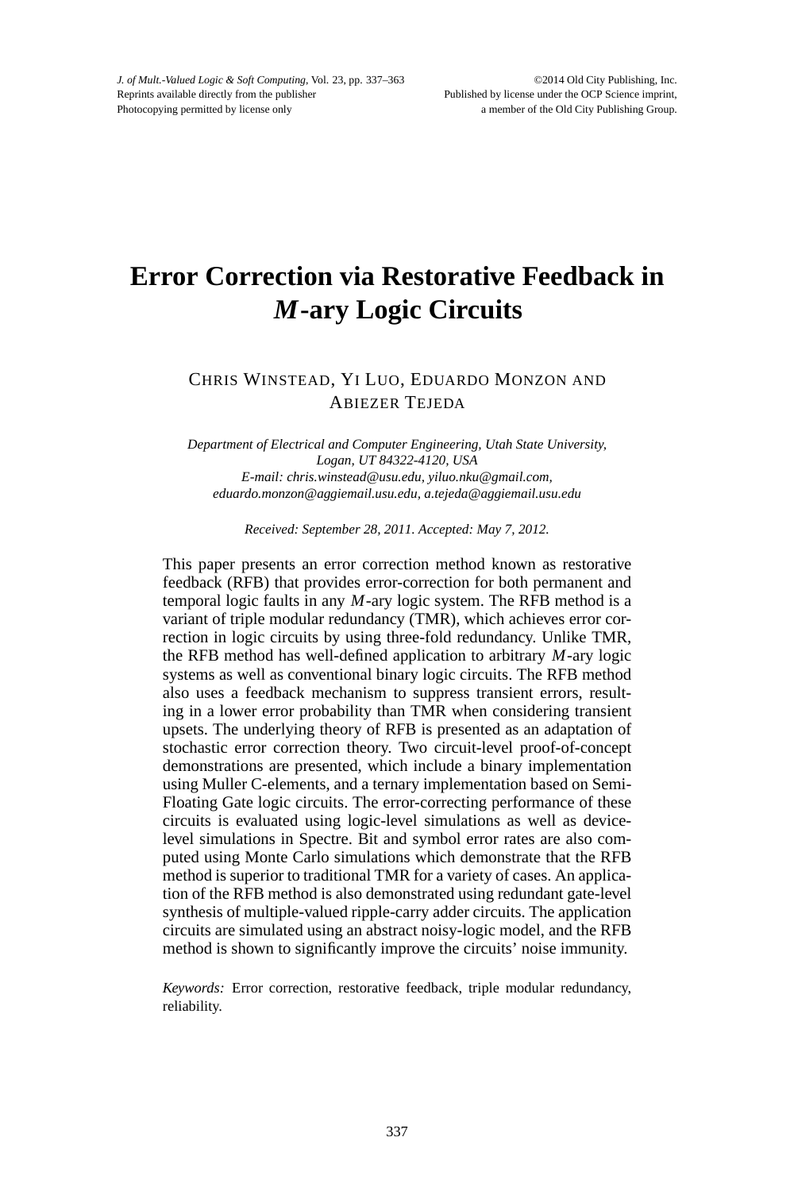# Error Correction via Restorative Feedback in *M*-ary Logic Circuits

CHRIS WINSTEAD, YI LUO, EDUARDO MONZON AND ABIEZER TEJEDA

*Department of Electrical and Computer Engineering, Utah State University, Logan, UT 84322-4120, USA*
*E-mail: chris.winstead@usu.edu, yiluo.nku@gmail.com, eduardo.monzon@aggiemail.usu.edu, a.tejeda@aggiemail.usu.edu*

*Received: September 28, 2011. Accepted: May 7, 2012.*

This paper presents an error correction method known as restorative feedback (RFB) that provides error-correction for both permanent and temporal logic faults in any $M$-ary logic system. The RFB method is a variant of triple modular redundancy (TMR), which achieves error correction in logic circuits by using three-fold redundancy. Unlike TMR, the RFB method has well-defined application to arbitrary $M$-ary logic systems as well as conventional binary logic circuits. The RFB method also uses a feedback mechanism to suppress transient errors, resulting in a lower error probability than TMR when considering transient upsets. The underlying theory of RFB is presented as an adaptation of stochastic error correction theory. Two circuit-level proof-of-concept demonstrations are presented, which include a binary implementation using Muller C-elements, and a ternary implementation based on Semi-Floating Gate logic circuits. The error-correcting performance of these circuits is evaluated using logic-level simulations as well as device-level simulations in Spectre. Bit and symbol error rates are also computed using Monte Carlo simulations which demonstrate that the RFB method is superior to traditional TMR for a variety of cases. An application of the RFB method is also demonstrated using redundant gate-level synthesis of multiple-valued ripple-carry adder circuits. The application circuits are simulated using an abstract noisy-logic model, and the RFB method is shown to significantly improve the circuits' noise immunity.

*Keywords:* Error correction, restorative feedback, triple modular redundancy, reliability.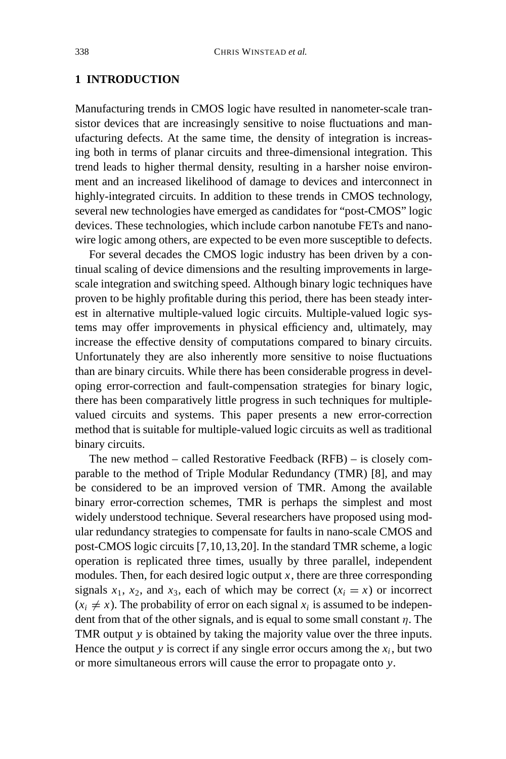## 1 INTRODUCTION

Manufacturing trends in CMOS logic have resulted in nanometer-scale transistor devices that are increasingly sensitive to noise fluctuations and manufacturing defects. At the same time, the density of integration is increasing both in terms of planar circuits and three-dimensional integration. This trend leads to higher thermal density, resulting in a harsher noise environment and an increased likelihood of damage to devices and interconnect in highly-integrated circuits. In addition to these trends in CMOS technology, several new technologies have emerged as candidates for "post-CMOS" logic devices. These technologies, which include carbon nanotube FETs and nanowire logic among others, are expected to be even more susceptible to defects.

For several decades the CMOS logic industry has been driven by a continual scaling of device dimensions and the resulting improvements in large-scale integration and switching speed. Although binary logic techniques have proven to be highly profitable during this period, there has been steady interest in alternative multiple-valued logic circuits. Multiple-valued logic systems may offer improvements in physical efficiency and, ultimately, may increase the effective density of computations compared to binary circuits. Unfortunately they are also inherently more sensitive to noise fluctuations than are binary circuits. While there has been considerable progress in developing error-correction and fault-compensation strategies for binary logic, there has been comparatively little progress in such techniques for multiple-valued circuits and systems. This paper presents a new error-correction method that is suitable for multiple-valued logic circuits as well as traditional binary circuits.

The new method – called Restorative Feedback (RFB) – is closely comparable to the method of Triple Modular Redundancy (TMR) [8], and may be considered to be an improved version of TMR. Among the available binary error-correction schemes, TMR is perhaps the simplest and most widely understood technique. Several researchers have proposed using modular redundancy strategies to compensate for faults in nano-scale CMOS and post-CMOS logic circuits [7,10,13,20]. In the standard TMR scheme, a logic operation is replicated three times, usually by three parallel, independent modules. Then, for each desired logic output $x$, there are three corresponding signals $x_1$, $x_2$, and $x_3$, each of which may be correct ($x_i = x$) or incorrect ($x_i \neq x$). The probability of error on each signal $x_i$ is assumed to be independent from that of the other signals, and is equal to some small constant $\eta$. The TMR output $y$ is obtained by taking the majority value over the three inputs. Hence the output $y$ is correct if any single error occurs among the $x_i$, but two or more simultaneous errors will cause the error to propagate onto $y$.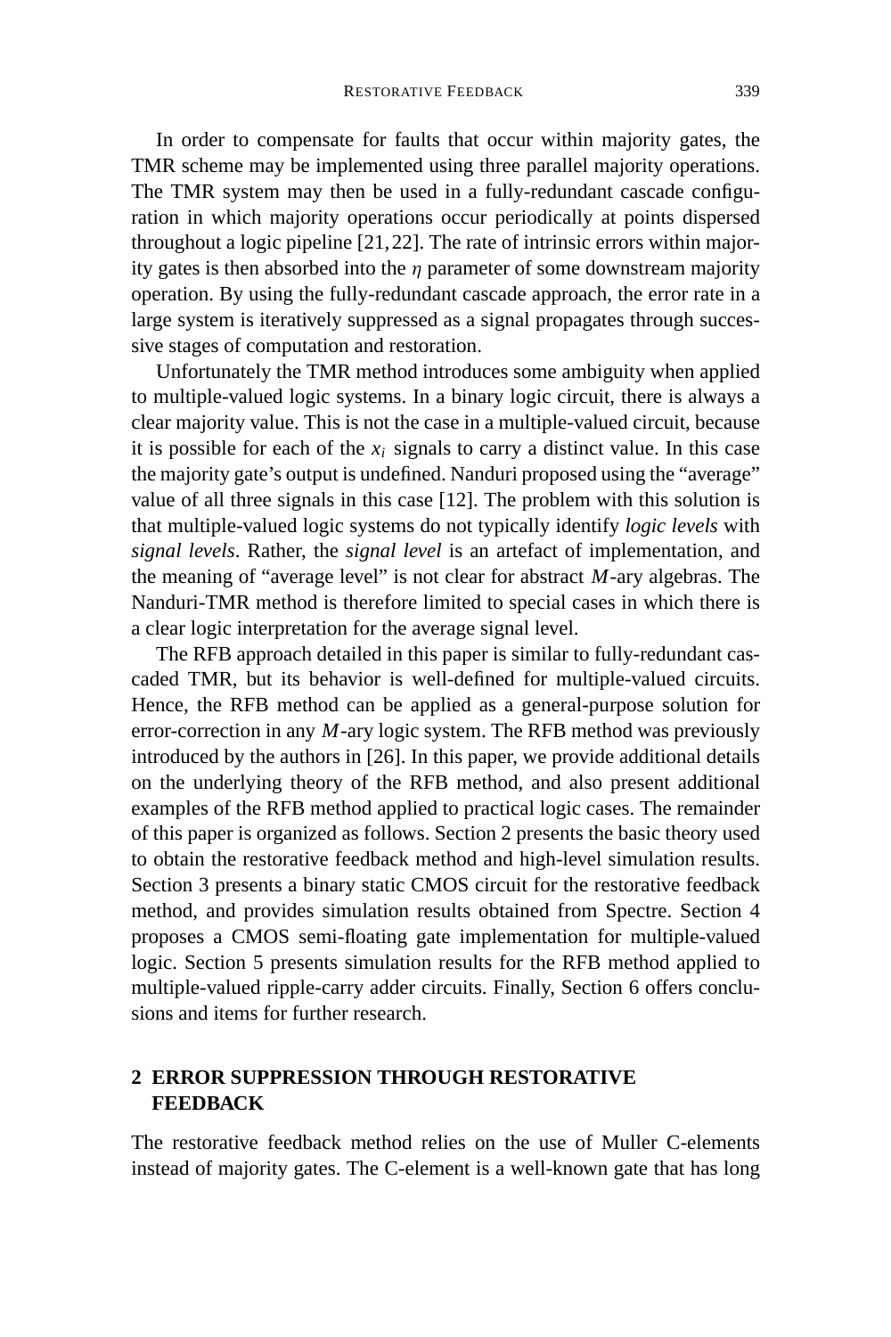In order to compensate for faults that occur within majority gates, the TMR scheme may be implemented using three parallel majority operations. The TMR system may then be used in a fully-redundant cascade configuration in which majority operations occur periodically at points dispersed throughout a logic pipeline [21, 22]. The rate of intrinsic errors within majority gates is then absorbed into the $\eta$ parameter of some downstream majority operation. By using the fully-redundant cascade approach, the error rate in a large system is iteratively suppressed as a signal propagates through successive stages of computation and restoration.

Unfortunately the TMR method introduces some ambiguity when applied to multiple-valued logic systems. In a binary logic circuit, there is always a clear majority value. This is not the case in a multiple-valued circuit, because it is possible for each of the $x_i$ signals to carry a distinct value. In this case the majority gate's output is undefined. Nanduri proposed using the "average" value of all three signals in this case [12]. The problem with this solution is that multiple-valued logic systems do not typically identify *logic levels* with *signal levels*. Rather, the *signal level* is an artefact of implementation, and the meaning of "average level" is not clear for abstract $M$-ary algebras. The Nanduri-TMR method is therefore limited to special cases in which there is a clear logic interpretation for the average signal level.

The RFB approach detailed in this paper is similar to fully-redundant cascaded TMR, but its behavior is well-defined for multiple-valued circuits. Hence, the RFB method can be applied as a general-purpose solution for error-correction in any $M$-ary logic system. The RFB method was previously introduced by the authors in [26]. In this paper, we provide additional details on the underlying theory of the RFB method, and also present additional examples of the RFB method applied to practical logic cases. The remainder of this paper is organized as follows. Section 2 presents the basic theory used to obtain the restorative feedback method and high-level simulation results. Section 3 presents a binary static CMOS circuit for the restorative feedback method, and provides simulation results obtained from Spectre. Section 4 proposes a CMOS semi-floating gate implementation for multiple-valued logic. Section 5 presents simulation results for the RFB method applied to multiple-valued ripple-carry adder circuits. Finally, Section 6 offers conclusions and items for further research.

## 2 ERROR SUPPRESSION THROUGH RESTORATIVE FEEDBACK

The restorative feedback method relies on the use of Muller C-elements instead of majority gates. The C-element is a well-known gate that has long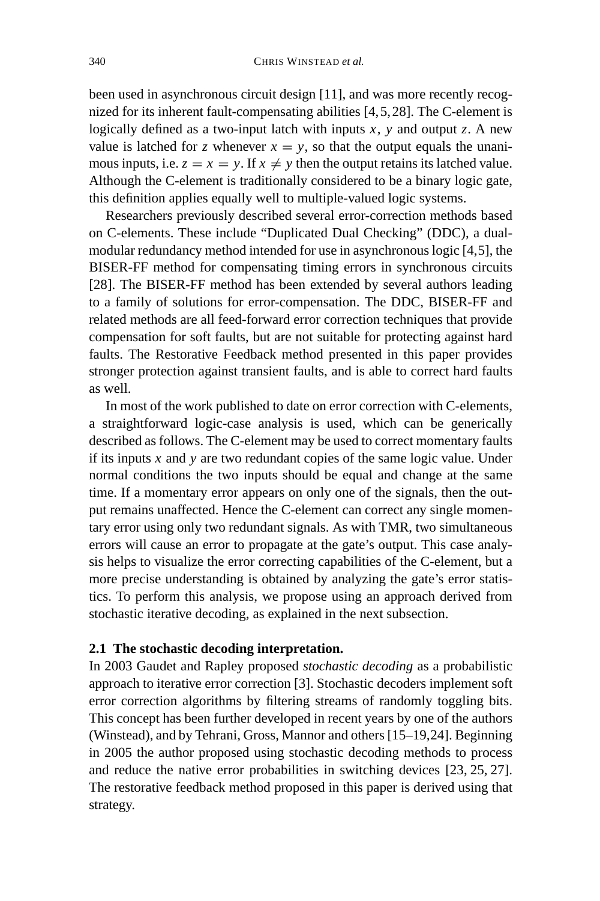been used in asynchronous circuit design [11], and was more recently recognized for its inherent fault-compensating abilities [4,5,28]. The C-element is logically defined as a two-input latch with inputs $x$, $y$ and output $z$. A new value is latched for $z$ whenever $x = y$, so that the output equals the unanimous inputs, i.e. $z = x = y$. If $x \neq y$ then the output retains its latched value. Although the C-element is traditionally considered to be a binary logic gate, this definition applies equally well to multiple-valued logic systems.

Researchers previously described several error-correction methods based on C-elements. These include "Duplicated Dual Checking" (DDC), a dual-modular redundancy method intended for use in asynchronous logic [4,5], the BISER-FF method for compensating timing errors in synchronous circuits [28]. The BISER-FF method has been extended by several authors leading to a family of solutions for error-compensation. The DDC, BISER-FF and related methods are all feed-forward error correction techniques that provide compensation for soft faults, but are not suitable for protecting against hard faults. The Restorative Feedback method presented in this paper provides stronger protection against transient faults, and is able to correct hard faults as well.

In most of the work published to date on error correction with C-elements, a straightforward logic-case analysis is used, which can be generically described as follows. The C-element may be used to correct momentary faults if its inputs $x$ and $y$ are two redundant copies of the same logic value. Under normal conditions the two inputs should be equal and change at the same time. If a momentary error appears on only one of the signals, then the output remains unaffected. Hence the C-element can correct any single momentary error using only two redundant signals. As with TMR, two simultaneous errors will cause an error to propagate at the gate's output. This case analysis helps to visualize the error correcting capabilities of the C-element, but a more precise understanding is obtained by analyzing the gate's error statistics. To perform this analysis, we propose using an approach derived from stochastic iterative decoding, as explained in the next subsection.

### 2.1 The stochastic decoding interpretation.

In 2003 Gaudet and Rapley proposed *stochastic decoding* as a probabilistic approach to iterative error correction [3]. Stochastic decoders implement soft error correction algorithms by filtering streams of randomly toggling bits. This concept has been further developed in recent years by one of the authors (Winstead), and by Tehrani, Gross, Mannor and others [15–19,24]. Beginning in 2005 the author proposed using stochastic decoding methods to process and reduce the native error probabilities in switching devices [23, 25, 27]. The restorative feedback method proposed in this paper is derived using that strategy.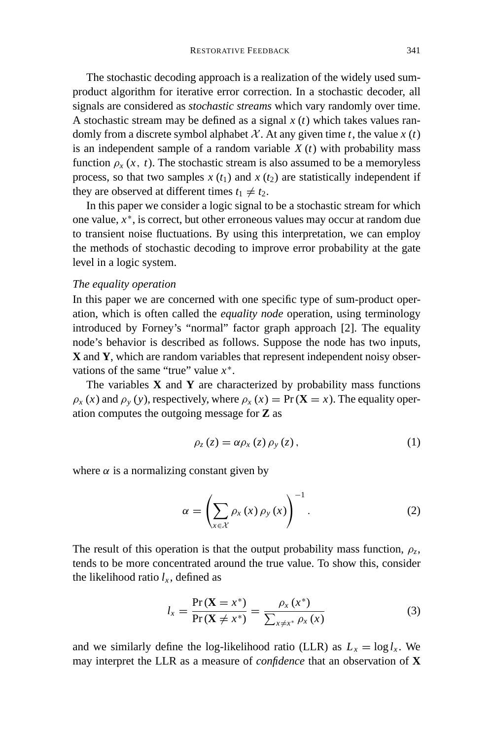The stochastic decoding approach is a realization of the widely used sum-product algorithm for iterative error correction. In a stochastic decoder, all signals are considered as *stochastic streams* which vary randomly over time. A stochastic stream may be defined as a signal $x(t)$ which takes values randomly from a discrete symbol alphabet $\mathcal{X}$. At any given time $t$, the value $x(t)$ is an independent sample of a random variable $X(t)$ with probability mass function $\rho_x(x, t)$. The stochastic stream is also assumed to be a memoryless process, so that two samples $x(t_1)$ and $x(t_2)$ are statistically independent if they are observed at different times $t_1 \neq t_2$.

In this paper we consider a logic signal to be a stochastic stream for which one value, $x^*$, is correct, but other erroneous values may occur at random due to transient noise fluctuations. By using this interpretation, we can employ the methods of stochastic decoding to improve error probability at the gate level in a logic system.

### *The equality operation*

In this paper we are concerned with one specific type of sum-product operation, which is often called the *equality node* operation, using terminology introduced by Forney's "normal" factor graph approach [2]. The equality node's behavior is described as follows. Suppose the node has two inputs, $\mathbf{X}$ and $\mathbf{Y}$, which are random variables that represent independent noisy observations of the same "true" value $x^*$.

The variables $\mathbf{X}$ and $\mathbf{Y}$ are characterized by probability mass functions $\rho_x(x)$ and $\rho_y(y)$, respectively, where $\rho_x(x) = \Pr(\mathbf{X} = x)$. The equality operation computes the outgoing message for $\mathbf{Z}$ as

$$\rho_z(z) = \alpha \rho_x(z) \rho_y(z), \tag{1}$$

where $\alpha$ is a normalizing constant given by

$$\alpha = \left( \sum_{x \in \mathcal{X}} \rho_x(x) \rho_y(x) \right)^{-1}. \tag{2}$$

The result of this operation is that the output probability mass function, $\rho_z$, tends to be more concentrated around the true value. To show this, consider the likelihood ratio $l_x$, defined as

$$l_x = \frac{\Pr(\mathbf{X} = x^*)}{\Pr(\mathbf{X} \neq x^*)} = \frac{\rho_x(x^*)}{\sum_{x \neq x^*} \rho_x(x)} \tag{3}$$

and we similarly define the log-likelihood ratio (LLR) as $L_x = \log l_x$. We may interpret the LLR as a measure of *confidence* that an observation of $\mathbf{X}$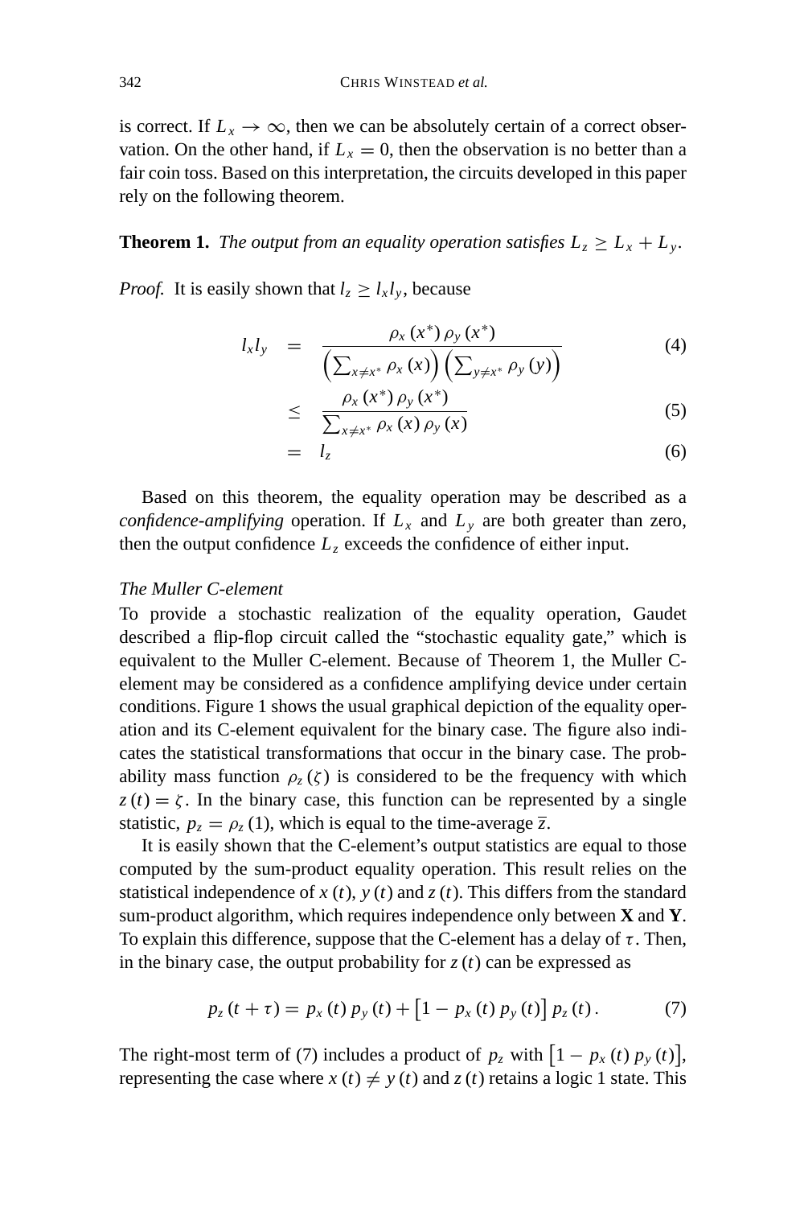is correct. If $L_x \to \infty$, then we can be absolutely certain of a correct observation. On the other hand, if $L_x = 0$, then the observation is no better than a fair coin toss. Based on this interpretation, the circuits developed in this paper rely on the following theorem.

**Theorem 1.** *The output from an equality operation satisfies $L_z \geq L_x + L_y$.*

*Proof.* It is easily shown that $l_z \geq l_x l_y$, because

$$
\begin{aligned}
l_x l_y &= \frac{\rho_x(x^*)\,\rho_y(x^*)}{\left(\sum_{x \neq x^*} \rho_x(x)\right)\left(\sum_{y \neq x^*} \rho_y(y)\right)} && (4) \\
&\leq \frac{\rho_x(x^*)\,\rho_y(x^*)}{\sum_{x \neq x^*} \rho_x(x)\,\rho_y(x)} && (5) \\
&= l_z && (6)
\end{aligned}
$$

Based on this theorem, the equality operation may be described as a *confidence-amplifying* operation. If $L_x$ and $L_y$ are both greater than zero, then the output confidence $L_z$ exceeds the confidence of either input.

*The Muller C-element*

To provide a stochastic realization of the equality operation, Gaudet described a flip-flop circuit called the "stochastic equality gate," which is equivalent to the Muller C-element. Because of Theorem 1, the Muller C-element may be considered as a confidence amplifying device under certain conditions. Figure 1 shows the usual graphical depiction of the equality operation and its C-element equivalent for the binary case. The figure also indicates the statistical transformations that occur in the binary case. The probability mass function $\rho_z(\zeta)$ is considered to be the frequency with which $z(t) = \zeta$. In the binary case, this function can be represented by a single statistic, $p_z = \rho_z(1)$, which is equal to the time-average $\overline{z}$.

It is easily shown that the C-element's output statistics are equal to those computed by the sum-product equality operation. This result relies on the statistical independence of $x(t)$, $y(t)$ and $z(t)$. This differs from the standard sum-product algorithm, which requires independence only between **X** and **Y**. To explain this difference, suppose that the C-element has a delay of $\tau$. Then, in the binary case, the output probability for $z(t)$ can be expressed as

$$
p_z(t+\tau) = p_x(t)\,p_y(t) + \left[1 - p_x(t)\,p_y(t)\right] p_z(t). \qquad (7)
$$

The right-most term of (7) includes a product of $p_z$ with $\left[1 - p_x(t)\,p_y(t)\right]$, representing the case where $x(t) \neq y(t)$ and $z(t)$ retains a logic 1 state. This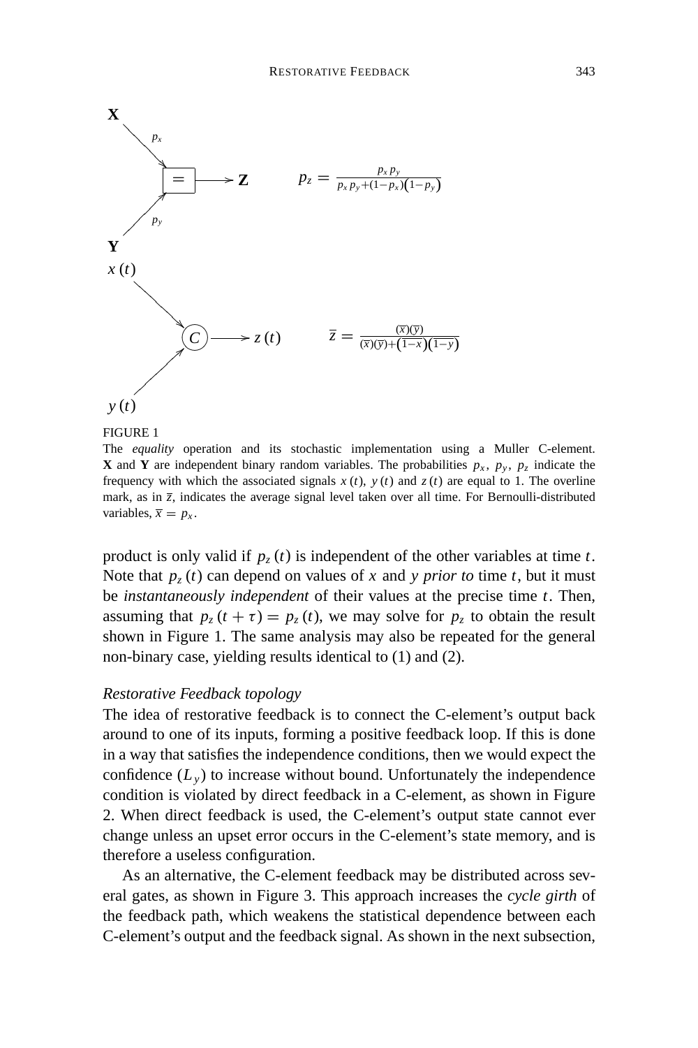$$p_z = \frac{p_x\, p_y}{p_x\, p_y + (1-p_x)(1-p_y)}$$

$$\overline{z} = \frac{(\overline{x})(\overline{y})}{(\overline{x})(\overline{y}) + (1-\overline{x})(1-\overline{y})}$$

FIGURE 1
The *equality* operation and its stochastic implementation using a Muller C-element. **X** and **Y** are independent binary random variables. The probabilities $p_x$, $p_y$, $p_z$ indicate the frequency with which the associated signals $x(t)$, $y(t)$ and $z(t)$ are equal to 1. The overline mark, as in $\overline{z}$, indicates the average signal level taken over all time. For Bernoulli-distributed variables, $\overline{x} = p_x$.

product is only valid if $p_z(t)$ is independent of the other variables at time $t$. Note that $p_z(t)$ can depend on values of $x$ and $y$ *prior to* time $t$, but it must be *instantaneously independent* of their values at the precise time $t$. Then, assuming that $p_z(t+\tau) = p_z(t)$, we may solve for $p_z$ to obtain the result shown in Figure 1. The same analysis may also be repeated for the general non-binary case, yielding results identical to (1) and (2).

*Restorative Feedback topology*

The idea of restorative feedback is to connect the C-element's output back around to one of its inputs, forming a positive feedback loop. If this is done in a way that satisfies the independence conditions, then we would expect the confidence ($L_y$) to increase without bound. Unfortunately the independence condition is violated by direct feedback in a C-element, as shown in Figure 2. When direct feedback is used, the C-element's output state cannot ever change unless an upset error occurs in the C-element's state memory, and is therefore a useless configuration.

As an alternative, the C-element feedback may be distributed across several gates, as shown in Figure 3. This approach increases the *cycle girth* of the feedback path, which weakens the statistical dependence between each C-element's output and the feedback signal. As shown in the next subsection,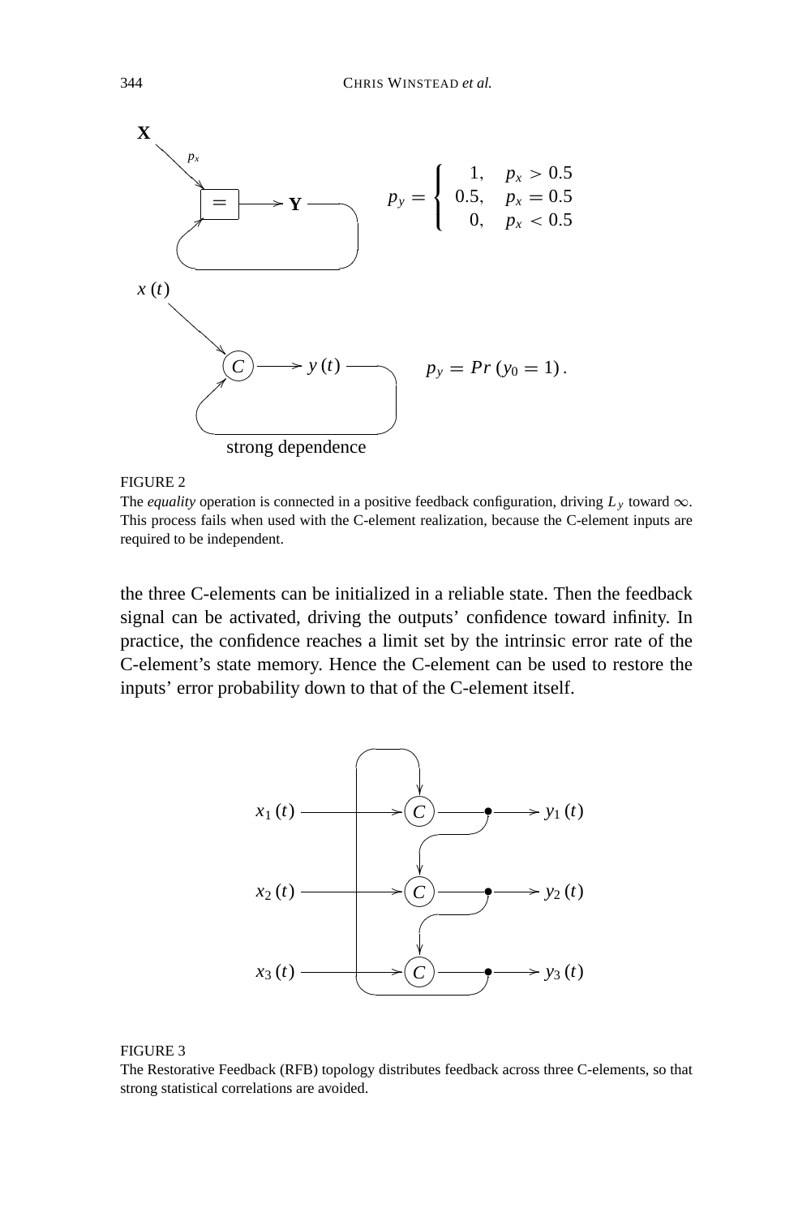$$p_y = \begin{cases} 1, & p_x > 0.5 \\ 0.5, & p_x = 0.5 \\ 0, & p_x < 0.5 \end{cases}$$

$$p_y = Pr(y_0 = 1).$$

strong dependence

FIGURE 2
The *equality* operation is connected in a positive feedback configuration, driving $L_y$ toward $\infty$. This process fails when used with the C-element realization, because the C-element inputs are required to be independent.

the three C-elements can be initialized in a reliable state. Then the feedback signal can be activated, driving the outputs' confidence toward infinity. In practice, the confidence reaches a limit set by the intrinsic error rate of the C-element's state memory. Hence the C-element can be used to restore the inputs' error probability down to that of the C-element itself.

FIGURE 3
The Restorative Feedback (RFB) topology distributes feedback across three C-elements, so that strong statistical correlations are avoided.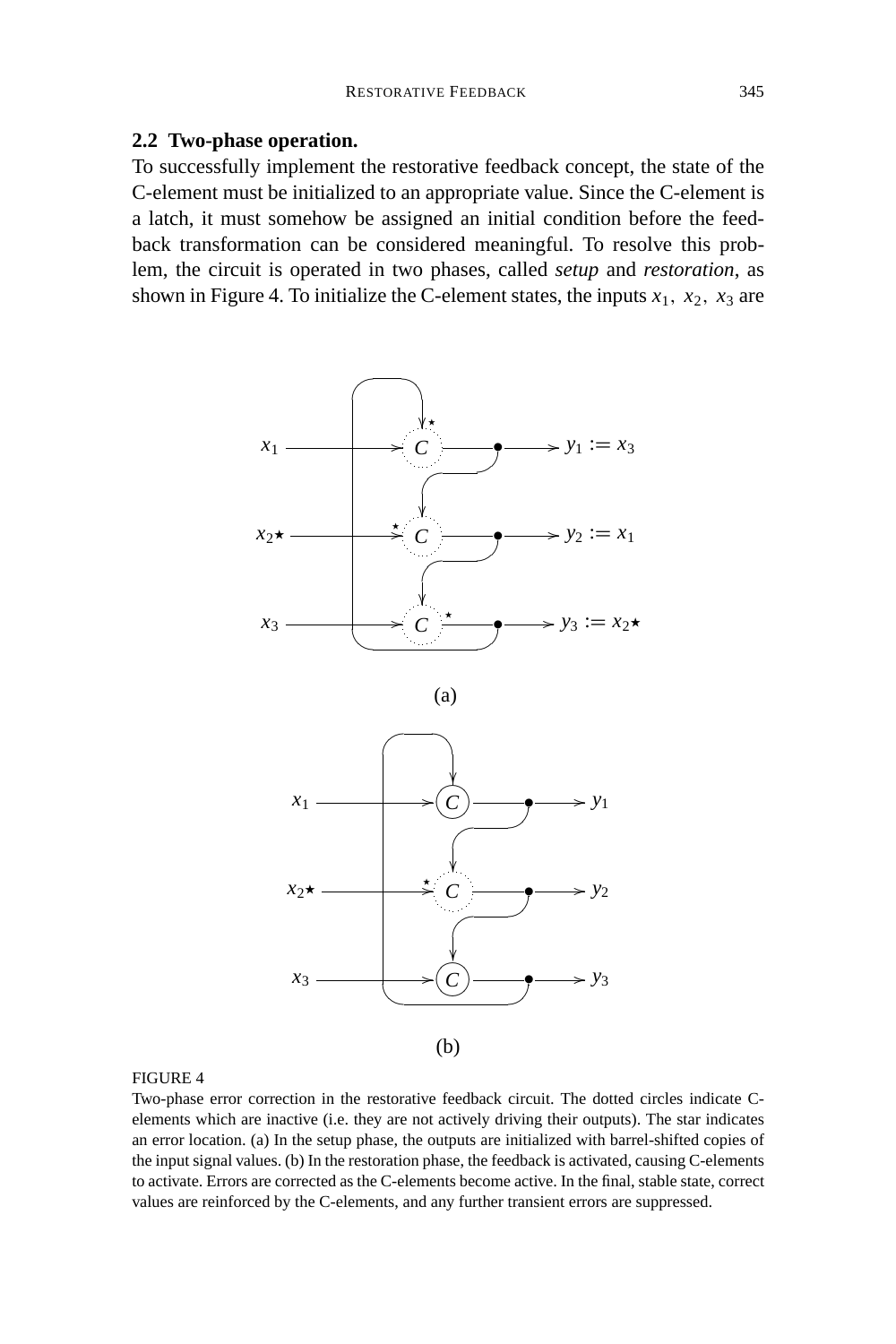### 2.2 Two-phase operation.

To successfully implement the restorative feedback concept, the state of the C-element must be initialized to an appropriate value. Since the C-element is a latch, it must somehow be assigned an initial condition before the feedback transformation can be considered meaningful. To resolve this problem, the circuit is operated in two phases, called *setup* and *restoration*, as shown in Figure 4. To initialize the C-element states, the inputs $x_1, x_2, x_3$ are

FIGURE 4

Two-phase error correction in the restorative feedback circuit. The dotted circles indicate C-elements which are inactive (i.e. they are not actively driving their outputs). The star indicates an error location. (a) In the setup phase, the outputs are initialized with barrel-shifted copies of the input signal values. (b) In the restoration phase, the feedback is activated, causing C-elements to activate. Errors are corrected as the C-elements become active. In the final, stable state, correct values are reinforced by the C-elements, and any further transient errors are suppressed.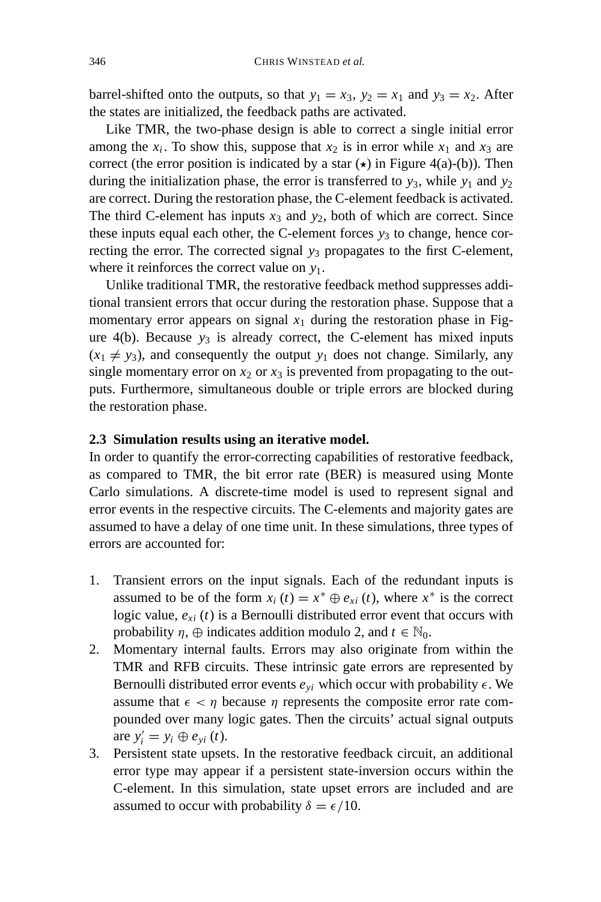barrel-shifted onto the outputs, so that $y_1 = x_3$, $y_2 = x_1$ and $y_3 = x_2$. After the states are initialized, the feedback paths are activated.

Like TMR, the two-phase design is able to correct a single initial error among the $x_i$. To show this, suppose that $x_2$ is in error while $x_1$ and $x_3$ are correct (the error position is indicated by a star ($\star$) in Figure 4(a)-(b)). Then during the initialization phase, the error is transferred to $y_3$, while $y_1$ and $y_2$ are correct. During the restoration phase, the C-element feedback is activated. The third C-element has inputs $x_3$ and $y_2$, both of which are correct. Since these inputs equal each other, the C-element forces $y_3$ to change, hence correcting the error. The corrected signal $y_3$ propagates to the first C-element, where it reinforces the correct value on $y_1$.

Unlike traditional TMR, the restorative feedback method suppresses additional transient errors that occur during the restoration phase. Suppose that a momentary error appears on signal $x_1$ during the restoration phase in Figure 4(b). Because $y_3$ is already correct, the C-element has mixed inputs ($x_1 \neq y_3$), and consequently the output $y_1$ does not change. Similarly, any single momentary error on $x_2$ or $x_3$ is prevented from propagating to the outputs. Furthermore, simultaneous double or triple errors are blocked during the restoration phase.

### 2.3 Simulation results using an iterative model.

In order to quantify the error-correcting capabilities of restorative feedback, as compared to TMR, the bit error rate (BER) is measured using Monte Carlo simulations. A discrete-time model is used to represent signal and error events in the respective circuits. The C-elements and majority gates are assumed to have a delay of one time unit. In these simulations, three types of errors are accounted for:

1. Transient errors on the input signals. Each of the redundant inputs is assumed to be of the form $x_i(t) = x^* \oplus e_{xi}(t)$, where $x^*$ is the correct logic value, $e_{xi}(t)$ is a Bernoulli distributed error event that occurs with probability $\eta$, $\oplus$ indicates addition modulo 2, and $t \in \mathbb{N}_0$.
2. Momentary internal faults. Errors may also originate from within the TMR and RFB circuits. These intrinsic gate errors are represented by Bernoulli distributed error events $e_{yi}$ which occur with probability $\epsilon$. We assume that $\epsilon < \eta$ because $\eta$ represents the composite error rate compounded over many logic gates. Then the circuits' actual signal outputs are $y'_i = y_i \oplus e_{yi}(t)$.
3. Persistent state upsets. In the restorative feedback circuit, an additional error type may appear if a persistent state-inversion occurs within the C-element. In this simulation, state upset errors are included and are assumed to occur with probability $\delta = \epsilon/10$.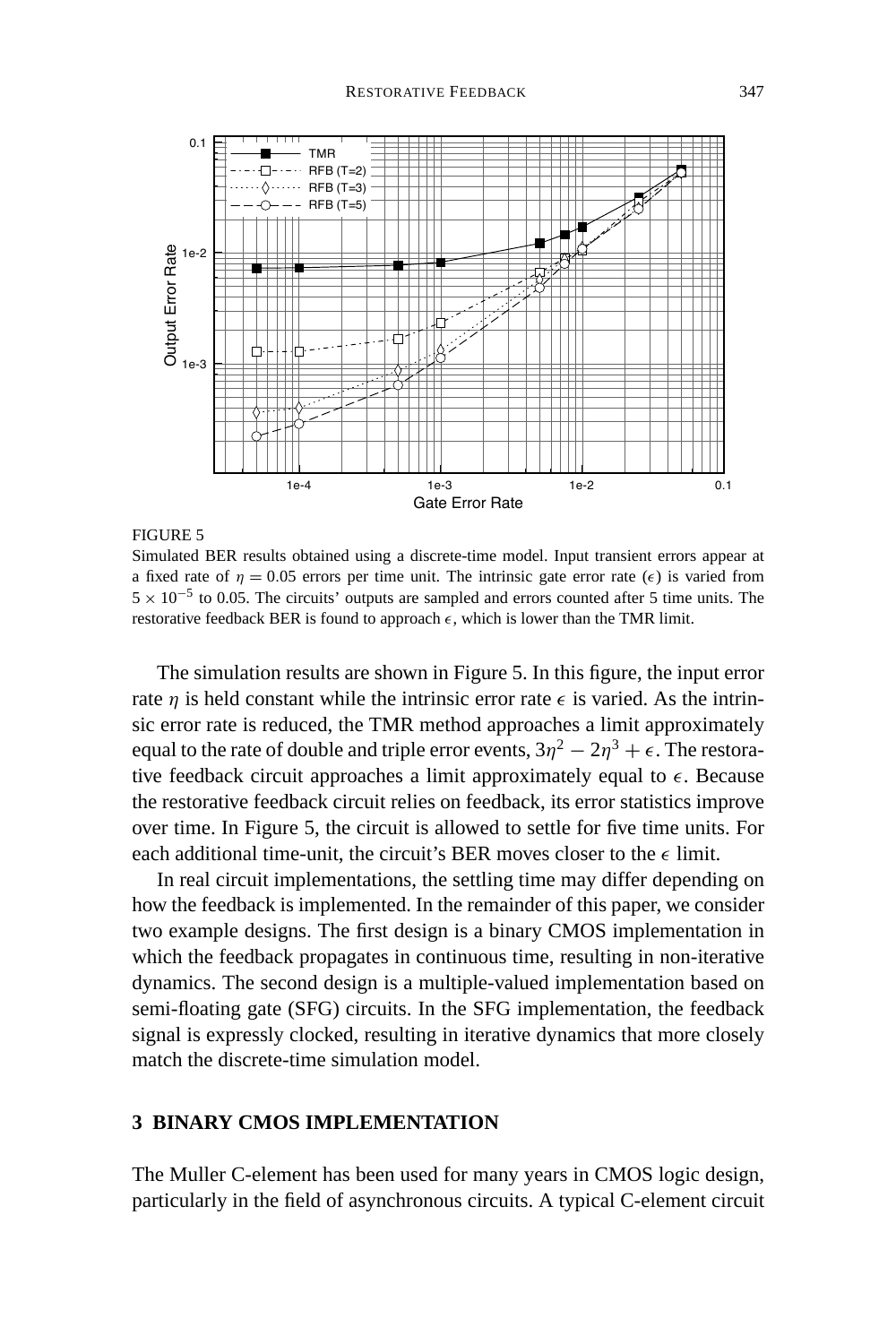FIGURE 5
Simulated BER results obtained using a discrete-time model. Input transient errors appear at a fixed rate of $\eta = 0.05$ errors per time unit. The intrinsic gate error rate ($\epsilon$) is varied from $5 \times 10^{-5}$ to 0.05. The circuits' outputs are sampled and errors counted after 5 time units. The restorative feedback BER is found to approach $\epsilon$, which is lower than the TMR limit.

The simulation results are shown in Figure 5. In this figure, the input error rate $\eta$ is held constant while the intrinsic error rate $\epsilon$ is varied. As the intrinsic error rate is reduced, the TMR method approaches a limit approximately equal to the rate of double and triple error events, $3\eta^2 - 2\eta^3 + \epsilon$. The restorative feedback circuit approaches a limit approximately equal to $\epsilon$. Because the restorative feedback circuit relies on feedback, its error statistics improve over time. In Figure 5, the circuit is allowed to settle for five time units. For each additional time-unit, the circuit's BER moves closer to the $\epsilon$ limit.

In real circuit implementations, the settling time may differ depending on how the feedback is implemented. In the remainder of this paper, we consider two example designs. The first design is a binary CMOS implementation in which the feedback propagates in continuous time, resulting in non-iterative dynamics. The second design is a multiple-valued implementation based on semi-floating gate (SFG) circuits. In the SFG implementation, the feedback signal is expressly clocked, resulting in iterative dynamics that more closely match the discrete-time simulation model.

## 3 BINARY CMOS IMPLEMENTATION

The Muller C-element has been used for many years in CMOS logic design, particularly in the field of asynchronous circuits. A typical C-element circuit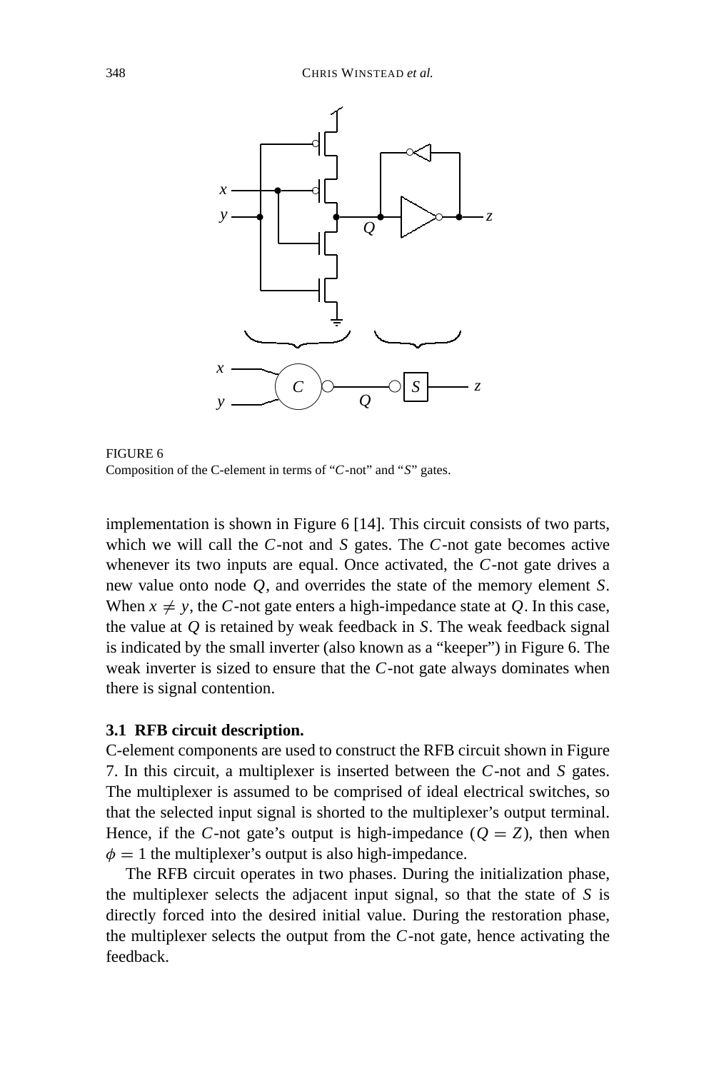FIGURE 6
Composition of the C-element in terms of “$C$-not” and “$S$” gates.

implementation is shown in Figure 6 [14]. This circuit consists of two parts, which we will call the $C$-not and $S$ gates. The $C$-not gate becomes active whenever its two inputs are equal. Once activated, the $C$-not gate drives a new value onto node $Q$, and overrides the state of the memory element $S$. When $x \neq y$, the $C$-not gate enters a high-impedance state at $Q$. In this case, the value at $Q$ is retained by weak feedback in $S$. The weak feedback signal is indicated by the small inverter (also known as a “keeper”) in Figure 6. The weak inverter is sized to ensure that the $C$-not gate always dominates when there is signal contention.

### 3.1 RFB circuit description.

C-element components are used to construct the RFB circuit shown in Figure 7. In this circuit, a multiplexer is inserted between the $C$-not and $S$ gates. The multiplexer is assumed to be comprised of ideal electrical switches, so that the selected input signal is shorted to the multiplexer’s output terminal. Hence, if the $C$-not gate’s output is high-impedance ($Q = Z$), then when $\phi = 1$ the multiplexer’s output is also high-impedance.

The RFB circuit operates in two phases. During the initialization phase, the multiplexer selects the adjacent input signal, so that the state of $S$ is directly forced into the desired initial value. During the restoration phase, the multiplexer selects the output from the $C$-not gate, hence activating the feedback.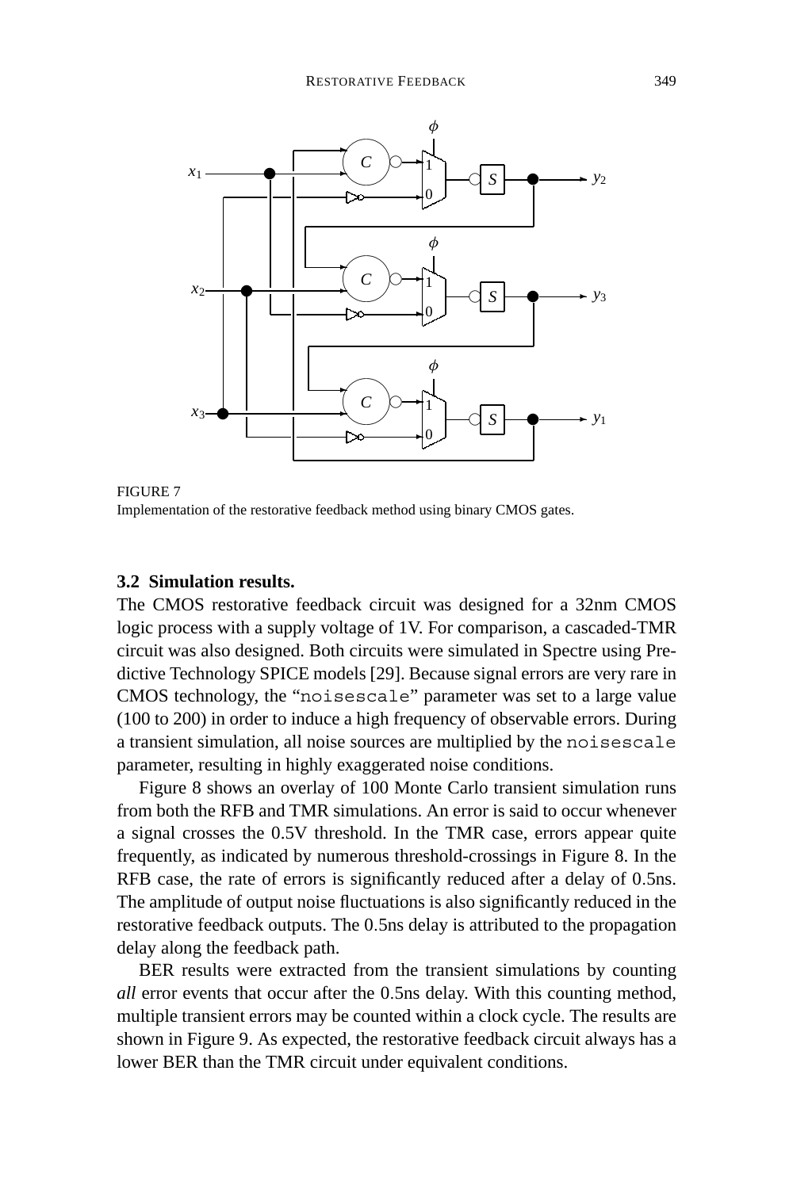FIGURE 7
Implementation of the restorative feedback method using binary CMOS gates.

### 3.2 Simulation results.

The CMOS restorative feedback circuit was designed for a 32nm CMOS logic process with a supply voltage of 1V. For comparison, a cascaded-TMR circuit was also designed. Both circuits were simulated in Spectre using Predictive Technology SPICE models [29]. Because signal errors are very rare in CMOS technology, the "`noisescale`" parameter was set to a large value (100 to 200) in order to induce a high frequency of observable errors. During a transient simulation, all noise sources are multiplied by the `noisescale` parameter, resulting in highly exaggerated noise conditions.

Figure 8 shows an overlay of 100 Monte Carlo transient simulation runs from both the RFB and TMR simulations. An error is said to occur whenever a signal crosses the 0.5V threshold. In the TMR case, errors appear quite frequently, as indicated by numerous threshold-crossings in Figure 8. In the RFB case, the rate of errors is significantly reduced after a delay of 0.5ns. The amplitude of output noise fluctuations is also significantly reduced in the restorative feedback outputs. The 0.5ns delay is attributed to the propagation delay along the feedback path.

BER results were extracted from the transient simulations by counting *all* error events that occur after the 0.5ns delay. With this counting method, multiple transient errors may be counted within a clock cycle. The results are shown in Figure 9. As expected, the restorative feedback circuit always has a lower BER than the TMR circuit under equivalent conditions.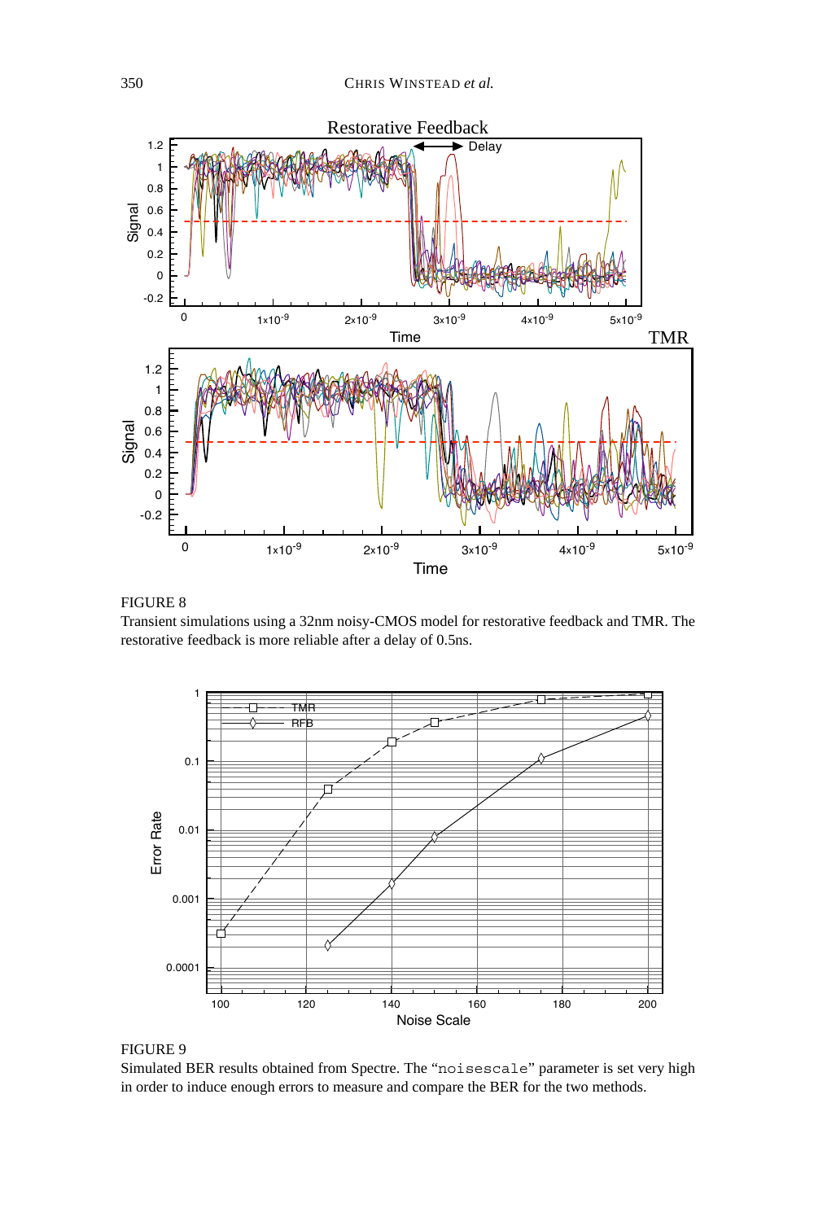FIGURE 8

Transient simulations using a 32nm noisy-CMOS model for restorative feedback and TMR. The restorative feedback is more reliable after a delay of 0.5ns.

FIGURE 9

Simulated BER results obtained from Spectre. The "`noisescale`" parameter is set very high in order to induce enough errors to measure and compare the BER for the two methods.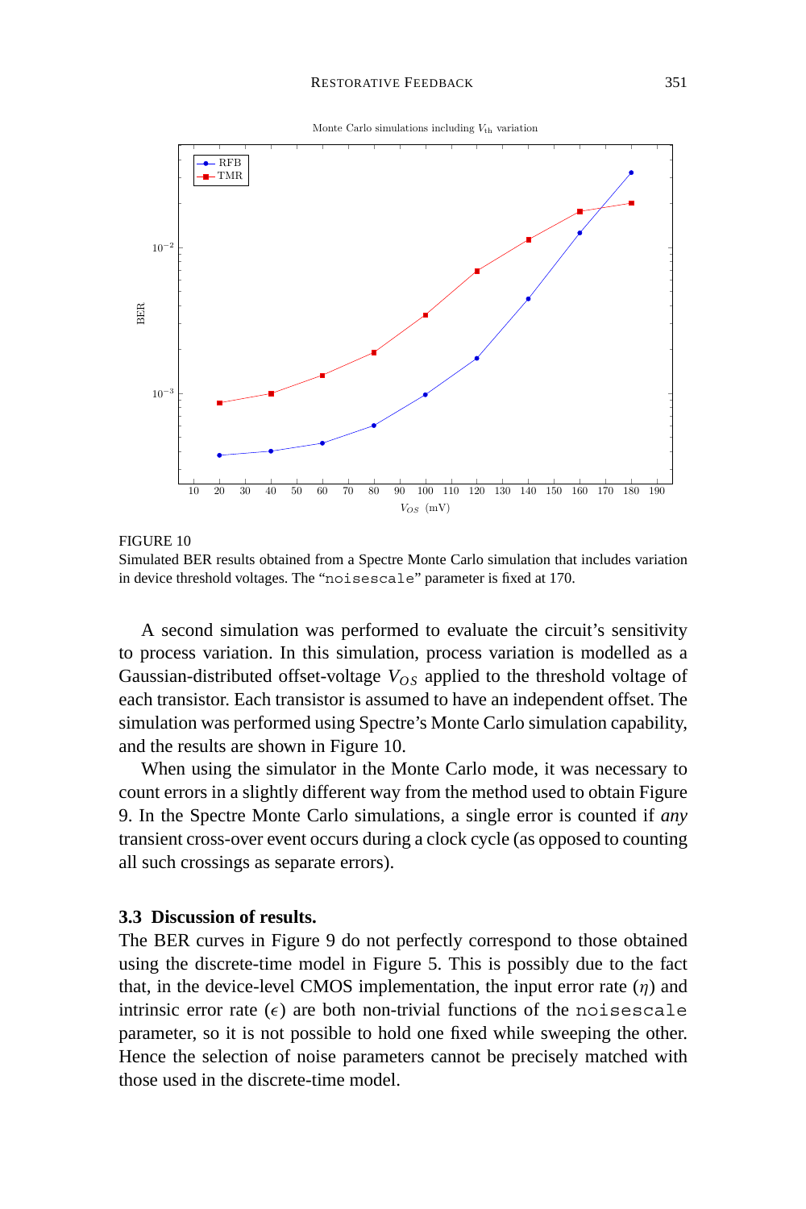FIGURE 10
Simulated BER results obtained from a Spectre Monte Carlo simulation that includes variation in device threshold voltages. The "`noisescale`" parameter is fixed at 170.

A second simulation was performed to evaluate the circuit's sensitivity to process variation. In this simulation, process variation is modelled as a Gaussian-distributed offset-voltage $V_{OS}$ applied to the threshold voltage of each transistor. Each transistor is assumed to have an independent offset. The simulation was performed using Spectre's Monte Carlo simulation capability, and the results are shown in Figure 10.

When using the simulator in the Monte Carlo mode, it was necessary to count errors in a slightly different way from the method used to obtain Figure 9. In the Spectre Monte Carlo simulations, a single error is counted if *any* transient cross-over event occurs during a clock cycle (as opposed to counting all such crossings as separate errors).

### 3.3 Discussion of results.

The BER curves in Figure 9 do not perfectly correspond to those obtained using the discrete-time model in Figure 5. This is possibly due to the fact that, in the device-level CMOS implementation, the input error rate ($\eta$) and intrinsic error rate ($\epsilon$) are both non-trivial functions of the `noisescale` parameter, so it is not possible to hold one fixed while sweeping the other. Hence the selection of noise parameters cannot be precisely matched with those used in the discrete-time model.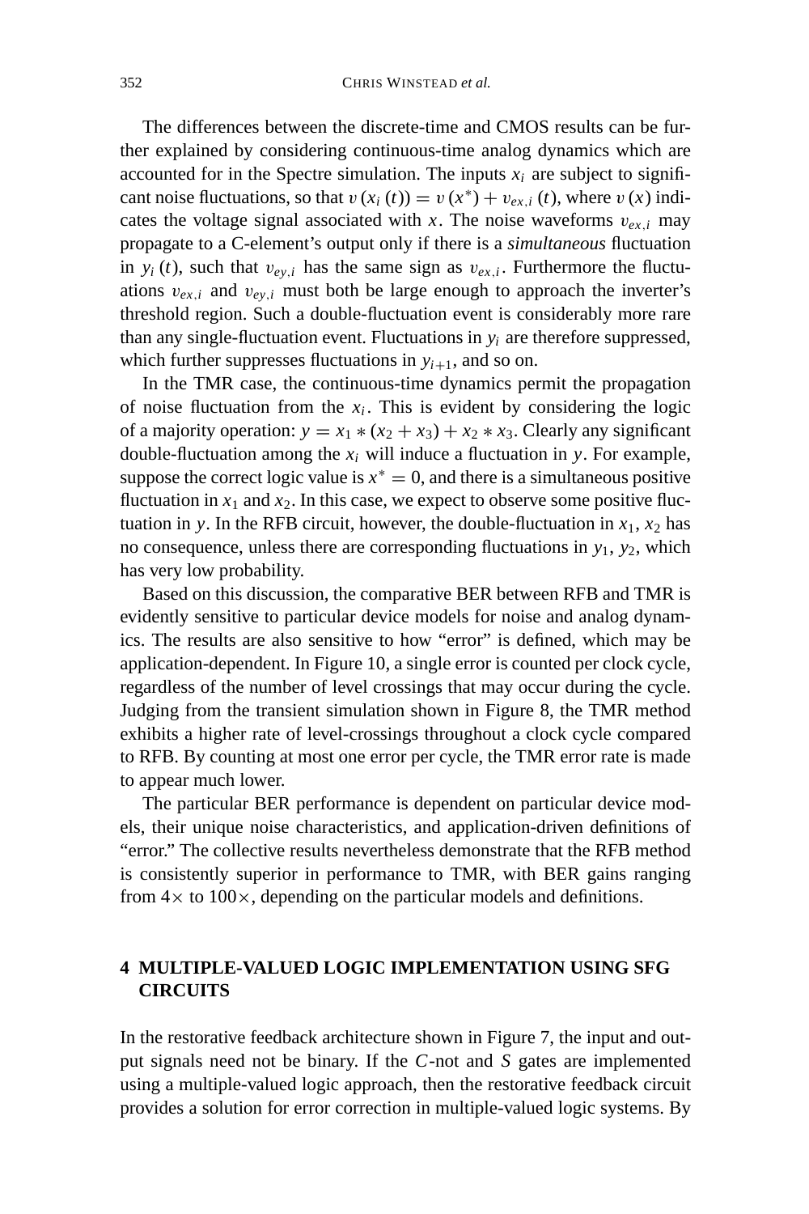The differences between the discrete-time and CMOS results can be further explained by considering continuous-time analog dynamics which are accounted for in the Spectre simulation. The inputs $x_i$ are subject to significant noise fluctuations, so that $v(x_i(t)) = v(x^*) + v_{ex,i}(t)$, where $v(x)$ indicates the voltage signal associated with $x$. The noise waveforms $v_{ex,i}$ may propagate to a C-element's output only if there is a *simultaneous* fluctuation in $y_i(t)$, such that $v_{ey,i}$ has the same sign as $v_{ex,i}$. Furthermore the fluctuations $v_{ex,i}$ and $v_{ey,i}$ must both be large enough to approach the inverter's threshold region. Such a double-fluctuation event is considerably more rare than any single-fluctuation event. Fluctuations in $y_i$ are therefore suppressed, which further suppresses fluctuations in $y_{i+1}$, and so on.

In the TMR case, the continuous-time dynamics permit the propagation of noise fluctuation from the $x_i$. This is evident by considering the logic of a majority operation: $y = x_1 * (x_2 + x_3) + x_2 * x_3$. Clearly any significant double-fluctuation among the $x_i$ will induce a fluctuation in $y$. For example, suppose the correct logic value is $x^* = 0$, and there is a simultaneous positive fluctuation in $x_1$ and $x_2$. In this case, we expect to observe some positive fluctuation in $y$. In the RFB circuit, however, the double-fluctuation in $x_1$, $x_2$ has no consequence, unless there are corresponding fluctuations in $y_1$, $y_2$, which has very low probability.

Based on this discussion, the comparative BER between RFB and TMR is evidently sensitive to particular device models for noise and analog dynamics. The results are also sensitive to how "error" is defined, which may be application-dependent. In Figure 10, a single error is counted per clock cycle, regardless of the number of level crossings that may occur during the cycle. Judging from the transient simulation shown in Figure 8, the TMR method exhibits a higher rate of level-crossings throughout a clock cycle compared to RFB. By counting at most one error per cycle, the TMR error rate is made to appear much lower.

The particular BER performance is dependent on particular device models, their unique noise characteristics, and application-driven definitions of "error." The collective results nevertheless demonstrate that the RFB method is consistently superior in performance to TMR, with BER gains ranging from $4\times$ to $100\times$, depending on the particular models and definitions.

## 4 MULTIPLE-VALUED LOGIC IMPLEMENTATION USING SFG CIRCUITS

In the restorative feedback architecture shown in Figure 7, the input and output signals need not be binary. If the $C$-not and $S$ gates are implemented using a multiple-valued logic approach, then the restorative feedback circuit provides a solution for error correction in multiple-valued logic systems. By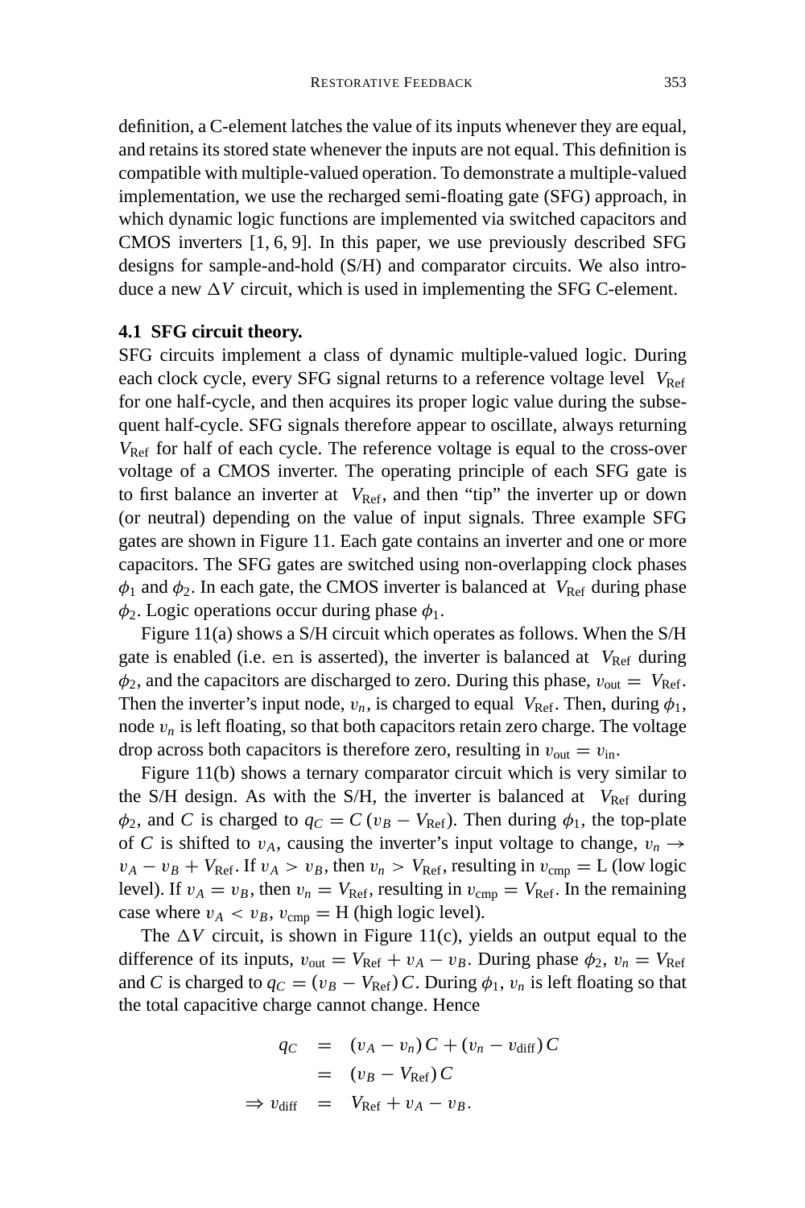definition, a C-element latches the value of its inputs whenever they are equal, and retains its stored state whenever the inputs are not equal. This definition is compatible with multiple-valued operation. To demonstrate a multiple-valued implementation, we use the recharged semi-floating gate (SFG) approach, in which dynamic logic functions are implemented via switched capacitors and CMOS inverters [1, 6, 9]. In this paper, we use previously described SFG designs for sample-and-hold (S/H) and comparator circuits. We also introduce a new $\Delta V$ circuit, which is used in implementing the SFG C-element.

#### 4.1 SFG circuit theory.

SFG circuits implement a class of dynamic multiple-valued logic. During each clock cycle, every SFG signal returns to a reference voltage level $V_{\text{Ref}}$ for one half-cycle, and then acquires its proper logic value during the subsequent half-cycle. SFG signals therefore appear to oscillate, always returning $V_{\text{Ref}}$ for half of each cycle. The reference voltage is equal to the cross-over voltage of a CMOS inverter. The operating principle of each SFG gate is to first balance an inverter at $V_{\text{Ref}}$, and then "tip" the inverter up or down (or neutral) depending on the value of input signals. Three example SFG gates are shown in Figure 11. Each gate contains an inverter and one or more capacitors. The SFG gates are switched using non-overlapping clock phases $\phi_1$ and $\phi_2$. In each gate, the CMOS inverter is balanced at $V_{\text{Ref}}$ during phase $\phi_2$. Logic operations occur during phase $\phi_1$.

Figure 11(a) shows a S/H circuit which operates as follows. When the S/H gate is enabled (i.e. `en` is asserted), the inverter is balanced at $V_{\text{Ref}}$ during $\phi_2$, and the capacitors are discharged to zero. During this phase, $v_{\text{out}} = V_{\text{Ref}}$. Then the inverter's input node, $v_n$, is charged to equal $V_{\text{Ref}}$. Then, during $\phi_1$, node $v_n$ is left floating, so that both capacitors retain zero charge. The voltage drop across both capacitors is therefore zero, resulting in $v_{\text{out}} = v_{\text{in}}$.

Figure 11(b) shows a ternary comparator circuit which is very similar to the S/H design. As with the S/H, the inverter is balanced at $V_{\text{Ref}}$ during $\phi_2$, and $C$ is charged to $q_C = C\,(v_B - V_{\text{Ref}})$. Then during $\phi_1$, the top-plate of $C$ is shifted to $v_A$, causing the inverter's input voltage to change, $v_n \rightarrow v_A - v_B + V_{\text{Ref}}$. If $v_A > v_B$, then $v_n > V_{\text{Ref}}$, resulting in $v_{\text{cmp}} = \text{L}$ (low logic level). If $v_A = v_B$, then $v_n = V_{\text{Ref}}$, resulting in $v_{\text{cmp}} = V_{\text{Ref}}$. In the remaining case where $v_A < v_B$, $v_{\text{cmp}} = \text{H}$ (high logic level).

The $\Delta V$ circuit, is shown in Figure 11(c), yields an output equal to the difference of its inputs, $v_{\text{out}} = V_{\text{Ref}} + v_A - v_B$. During phase $\phi_2$, $v_n = V_{\text{Ref}}$ and $C$ is charged to $q_C = (v_B - V_{\text{Ref}})\,C$. During $\phi_1$, $v_n$ is left floating so that the total capacitive charge cannot change. Hence

$$
\begin{aligned}
q_C &= (v_A - v_n)\,C + (v_n - v_{\text{diff}})\,C \\
&= (v_B - V_{\text{Ref}})\,C \\
\Rightarrow v_{\text{diff}} &= V_{\text{Ref}} + v_A - v_B.
\end{aligned}
$$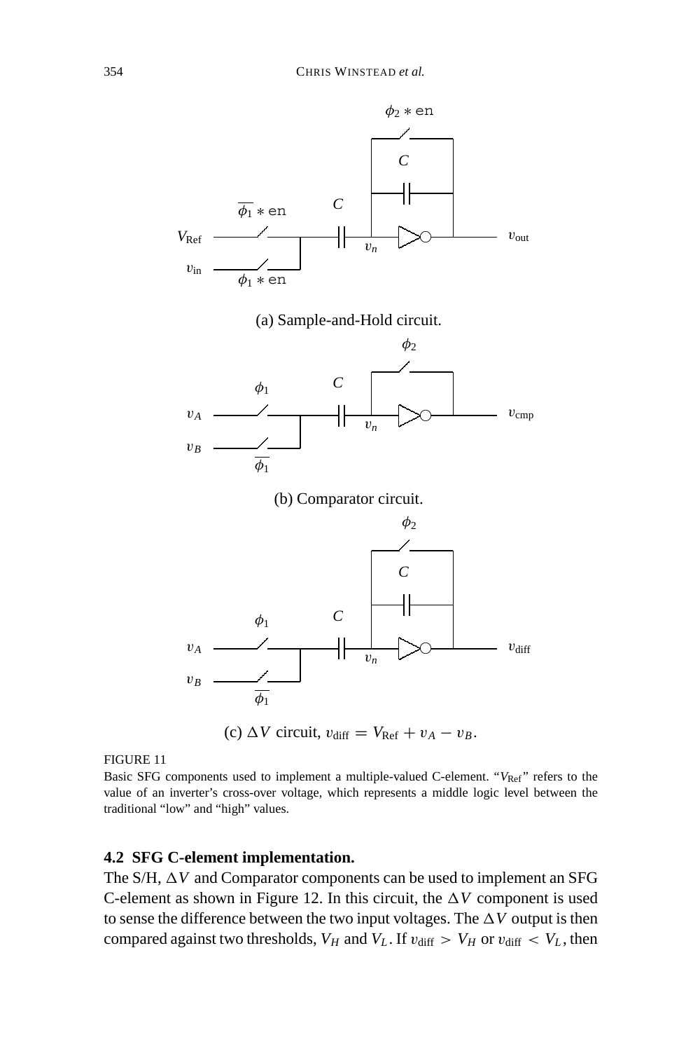(a) Sample-and-Hold circuit.

(b) Comparator circuit.

(c) $\Delta V$ circuit, $v_{\text{diff}} = V_{\text{Ref}} + v_A - v_B$.

FIGURE 11

Basic SFG components used to implement a multiple-valued C-element. "$V_{\text{Ref}}$" refers to the value of an inverter's cross-over voltage, which represents a middle logic level between the traditional "low" and "high" values.

### 4.2 SFG C-element implementation.

The S/H, $\Delta V$ and Comparator components can be used to implement an SFG C-element as shown in Figure 12. In this circuit, the $\Delta V$ component is used to sense the difference between the two input voltages. The $\Delta V$ output is then compared against two thresholds, $V_H$ and $V_L$. If $v_{\text{diff}} > V_H$ or $v_{\text{diff}} < V_L$, then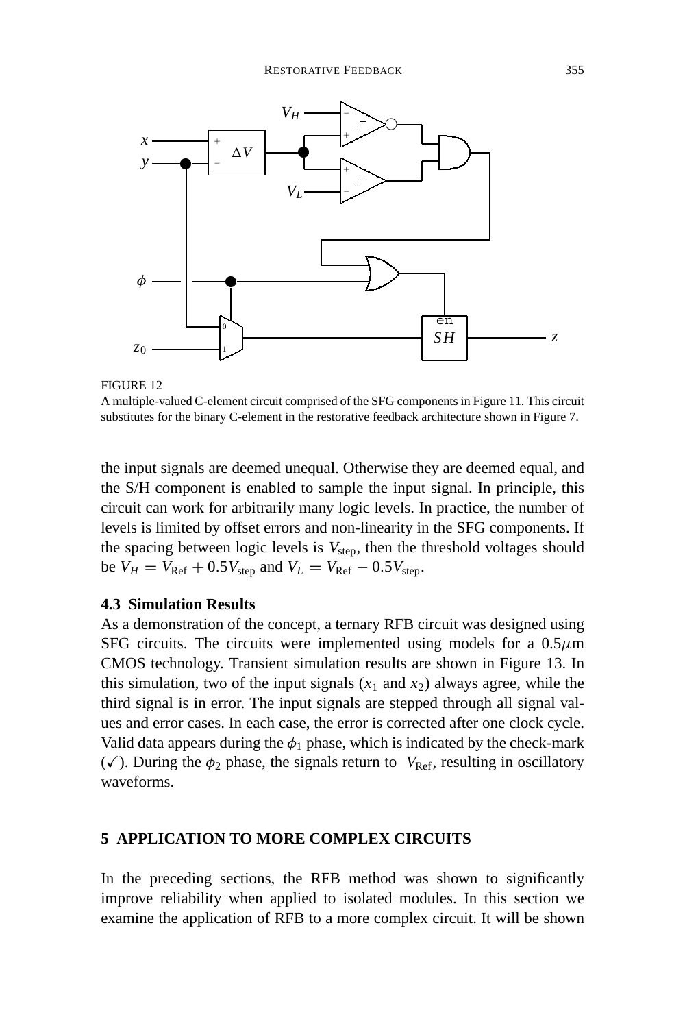FIGURE 12

A multiple-valued C-element circuit comprised of the SFG components in Figure 11. This circuit substitutes for the binary C-element in the restorative feedback architecture shown in Figure 7.

the input signals are deemed unequal. Otherwise they are deemed equal, and the S/H component is enabled to sample the input signal. In principle, this circuit can work for arbitrarily many logic levels. In practice, the number of levels is limited by offset errors and non-linearity in the SFG components. If the spacing between logic levels is $V_{\text{step}}$, then the threshold voltages should be $V_H = V_{\text{Ref}} + 0.5V_{\text{step}}$ and $V_L = V_{\text{Ref}} - 0.5V_{\text{step}}$.

### 4.3 Simulation Results

As a demonstration of the concept, a ternary RFB circuit was designed using SFG circuits. The circuits were implemented using models for a $0.5\mu$m CMOS technology. Transient simulation results are shown in Figure 13. In this simulation, two of the input signals ($x_1$ and $x_2$) always agree, while the third signal is in error. The input signals are stepped through all signal values and error cases. In each case, the error is corrected after one clock cycle. Valid data appears during the $\phi_1$ phase, which is indicated by the check-mark (✓). During the $\phi_2$ phase, the signals return to $V_{\text{Ref}}$, resulting in oscillatory waveforms.

## 5 APPLICATION TO MORE COMPLEX CIRCUITS

In the preceding sections, the RFB method was shown to significantly improve reliability when applied to isolated modules. In this section we examine the application of RFB to a more complex circuit. It will be shown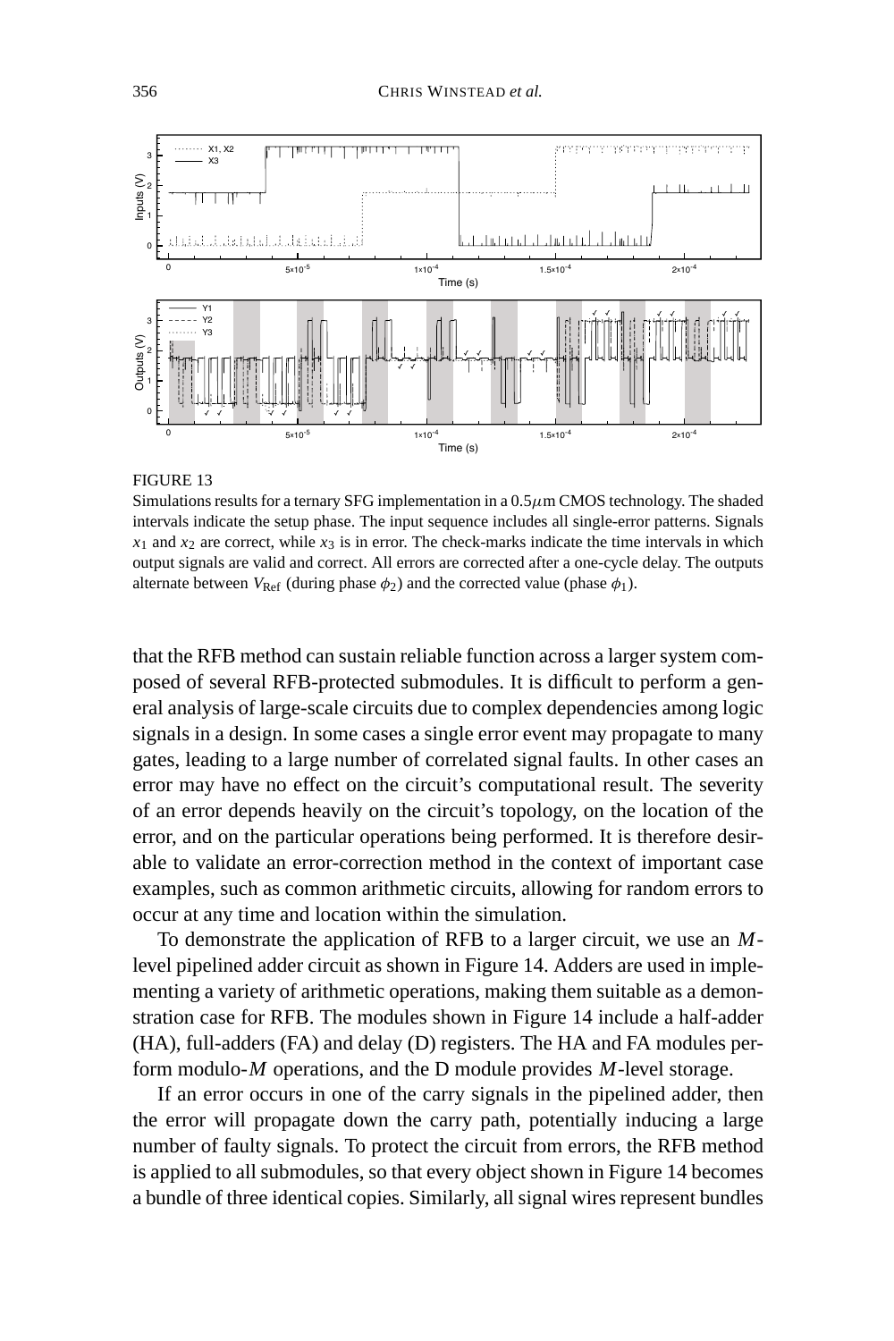FIGURE 13

Simulations results for a ternary SFG implementation in a 0.5$\mu$m CMOS technology. The shaded intervals indicate the setup phase. The input sequence includes all single-error patterns. Signals $x_1$ and $x_2$ are correct, while $x_3$ is in error. The check-marks indicate the time intervals in which output signals are valid and correct. All errors are corrected after a one-cycle delay. The outputs alternate between $V_{\text{Ref}}$ (during phase $\phi_2$) and the corrected value (phase $\phi_1$).

that the RFB method can sustain reliable function across a larger system composed of several RFB-protected submodules. It is difficult to perform a general analysis of large-scale circuits due to complex dependencies among logic signals in a design. In some cases a single error event may propagate to many gates, leading to a large number of correlated signal faults. In other cases an error may have no effect on the circuit's computational result. The severity of an error depends heavily on the circuit's topology, on the location of the error, and on the particular operations being performed. It is therefore desirable to validate an error-correction method in the context of important case examples, such as common arithmetic circuits, allowing for random errors to occur at any time and location within the simulation.

To demonstrate the application of RFB to a larger circuit, we use an $M$-level pipelined adder circuit as shown in Figure 14. Adders are used in implementing a variety of arithmetic operations, making them suitable as a demonstration case for RFB. The modules shown in Figure 14 include a half-adder (HA), full-adders (FA) and delay (D) registers. The HA and FA modules perform modulo-$M$ operations, and the D module provides $M$-level storage.

If an error occurs in one of the carry signals in the pipelined adder, then the error will propagate down the carry path, potentially inducing a large number of faulty signals. To protect the circuit from errors, the RFB method is applied to all submodules, so that every object shown in Figure 14 becomes a bundle of three identical copies. Similarly, all signal wires represent bundles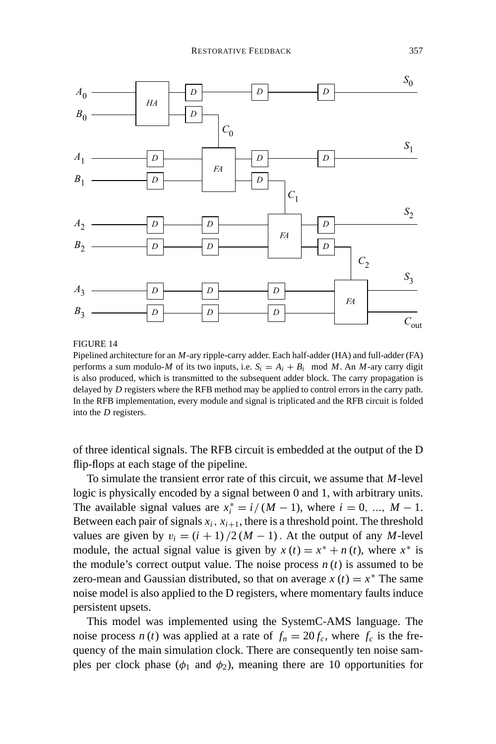FIGURE 14

Pipelined architecture for an $M$-ary ripple-carry adder. Each half-adder (HA) and full-adder (FA) performs a sum modulo-$M$ of its two inputs, i.e. $S_i = A_i + B_i \mod M$. An $M$-ary carry digit is also produced, which is transmitted to the subsequent adder block. The carry propagation is delayed by $D$ registers where the RFB method may be applied to control errors in the carry path. In the RFB implementation, every module and signal is triplicated and the RFB circuit is folded into the $D$ registers.

of three identical signals. The RFB circuit is embedded at the output of the D flip-flops at each stage of the pipeline.

To simulate the transient error rate of this circuit, we assume that $M$-level logic is physically encoded by a signal between 0 and 1, with arbitrary units. The available signal values are $x_i^* = i/(M-1)$, where $i = 0, \ldots, M-1$. Between each pair of signals $x_i$, $x_{i+1}$, there is a threshold point. The threshold values are given by $v_i = (i+1)/2(M-1)$. At the output of any $M$-level module, the actual signal value is given by $x(t) = x^* + n(t)$, where $x^*$ is the module's correct output value. The noise process $n(t)$ is assumed to be zero-mean and Gaussian distributed, so that on average $x(t) = x^*$ The same noise model is also applied to the D registers, where momentary faults induce persistent upsets.

This model was implemented using the SystemC-AMS language. The noise process $n(t)$ was applied at a rate of $f_n = 20 f_c$, where $f_c$ is the frequency of the main simulation clock. There are consequently ten noise samples per clock phase ($\phi_1$ and $\phi_2$), meaning there are 10 opportunities for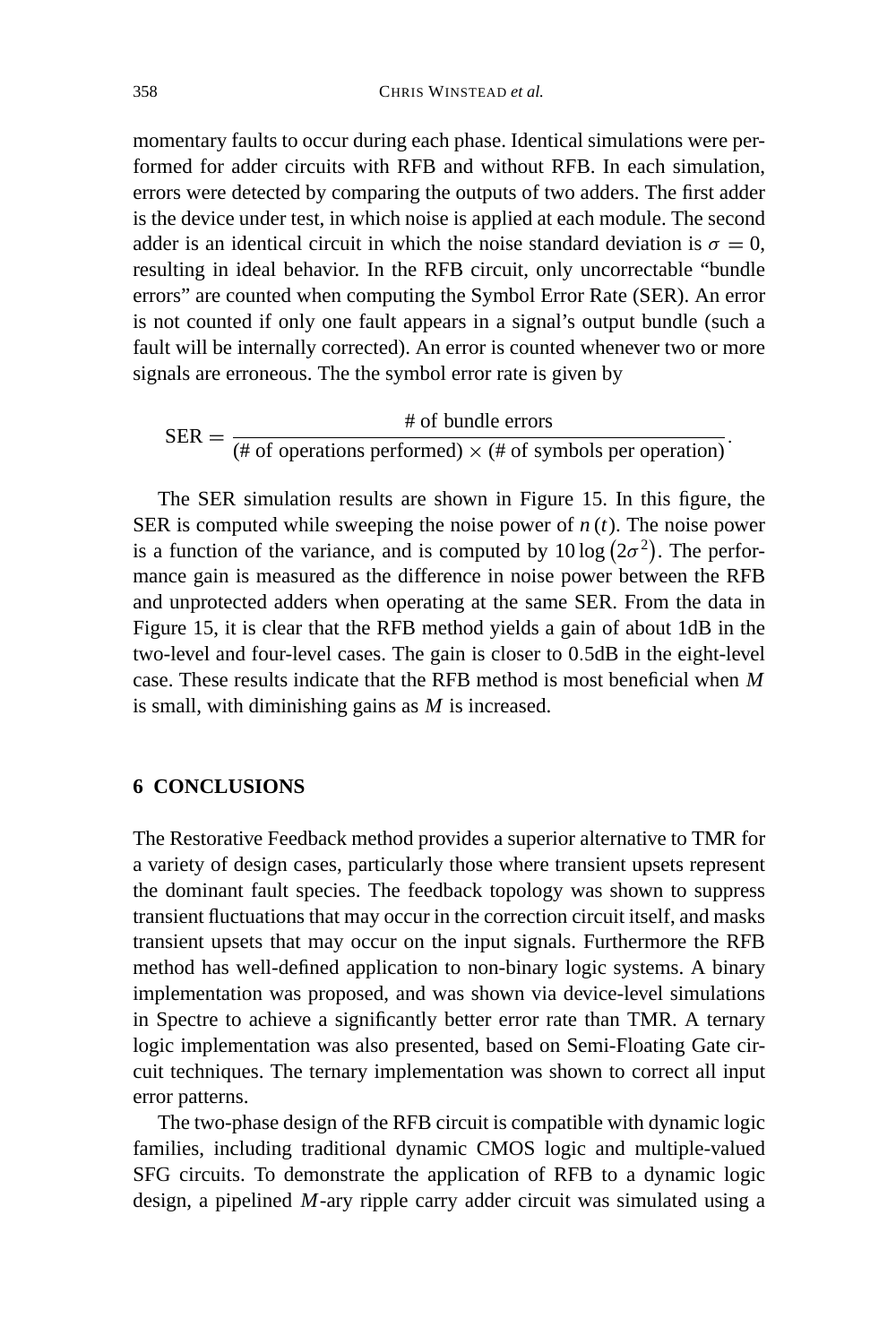momentary faults to occur during each phase. Identical simulations were performed for adder circuits with RFB and without RFB. In each simulation, errors were detected by comparing the outputs of two adders. The first adder is the device under test, in which noise is applied at each module. The second adder is an identical circuit in which the noise standard deviation is $\sigma = 0$, resulting in ideal behavior. In the RFB circuit, only uncorrectable "bundle errors" are counted when computing the Symbol Error Rate (SER). An error is not counted if only one fault appears in a signal's output bundle (such a fault will be internally corrected). An error is counted whenever two or more signals are erroneous. The the symbol error rate is given by

$$\text{SER} = \frac{\text{\# of bundle errors}}{(\text{\# of operations performed}) \times (\text{\# of symbols per operation})}.$$

The SER simulation results are shown in Figure 15. In this figure, the SER is computed while sweeping the noise power of $n(t)$. The noise power is a function of the variance, and is computed by $10 \log \left(2\sigma^2\right)$. The performance gain is measured as the difference in noise power between the RFB and unprotected adders when operating at the same SER. From the data in Figure 15, it is clear that the RFB method yields a gain of about 1dB in the two-level and four-level cases. The gain is closer to 0.5dB in the eight-level case. These results indicate that the RFB method is most beneficial when $M$ is small, with diminishing gains as $M$ is increased.

## 6 CONCLUSIONS

The Restorative Feedback method provides a superior alternative to TMR for a variety of design cases, particularly those where transient upsets represent the dominant fault species. The feedback topology was shown to suppress transient fluctuations that may occur in the correction circuit itself, and masks transient upsets that may occur on the input signals. Furthermore the RFB method has well-defined application to non-binary logic systems. A binary implementation was proposed, and was shown via device-level simulations in Spectre to achieve a significantly better error rate than TMR. A ternary logic implementation was also presented, based on Semi-Floating Gate circuit techniques. The ternary implementation was shown to correct all input error patterns.

The two-phase design of the RFB circuit is compatible with dynamic logic families, including traditional dynamic CMOS logic and multiple-valued SFG circuits. To demonstrate the application of RFB to a dynamic logic design, a pipelined $M$-ary ripple carry adder circuit was simulated using a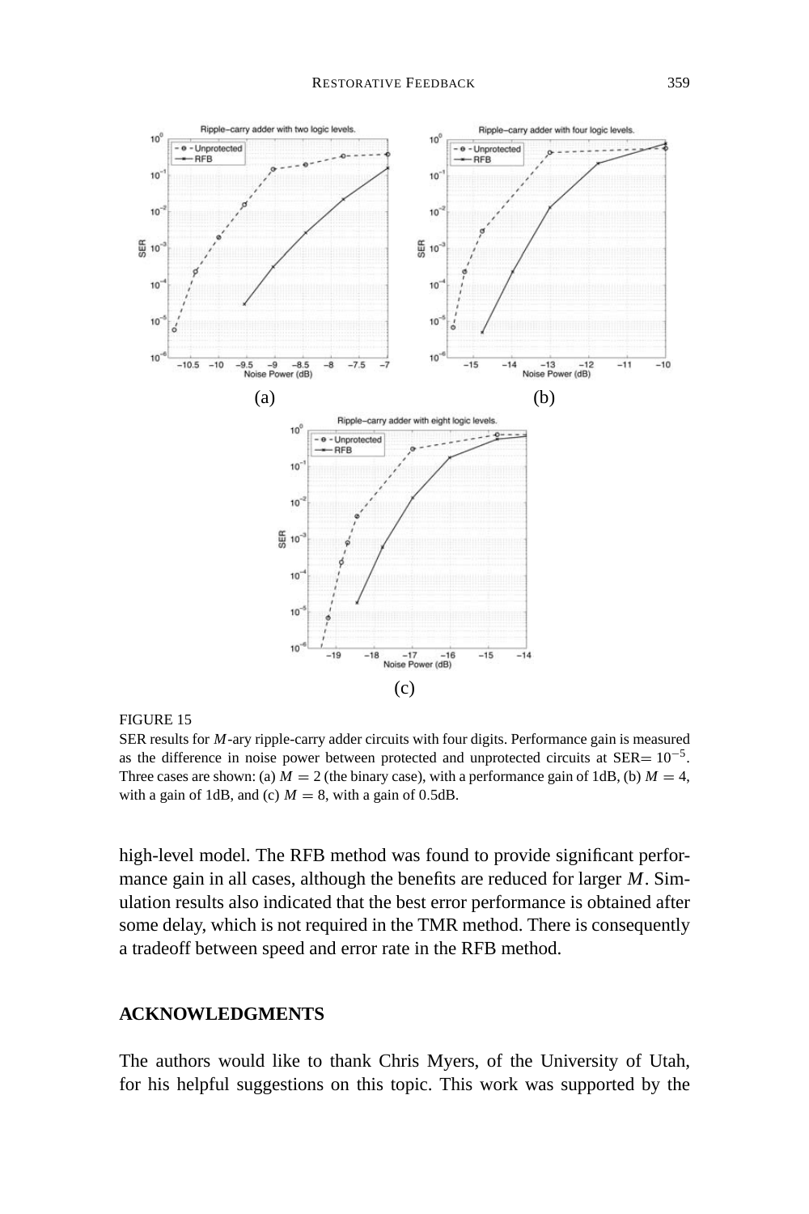FIGURE 15

SER results for $M$-ary ripple-carry adder circuits with four digits. Performance gain is measured as the difference in noise power between protected and unprotected circuits at SER$= 10^{-5}$. Three cases are shown: (a) $M = 2$ (the binary case), with a performance gain of 1dB, (b) $M = 4$, with a gain of 1dB, and (c) $M = 8$, with a gain of 0.5dB.

high-level model. The RFB method was found to provide significant performance gain in all cases, although the benefits are reduced for larger $M$. Simulation results also indicated that the best error performance is obtained after some delay, which is not required in the TMR method. There is consequently a tradeoff between speed and error rate in the RFB method.

## ACKNOWLEDGMENTS

The authors would like to thank Chris Myers, of the University of Utah, for his helpful suggestions on this topic. This work was supported by the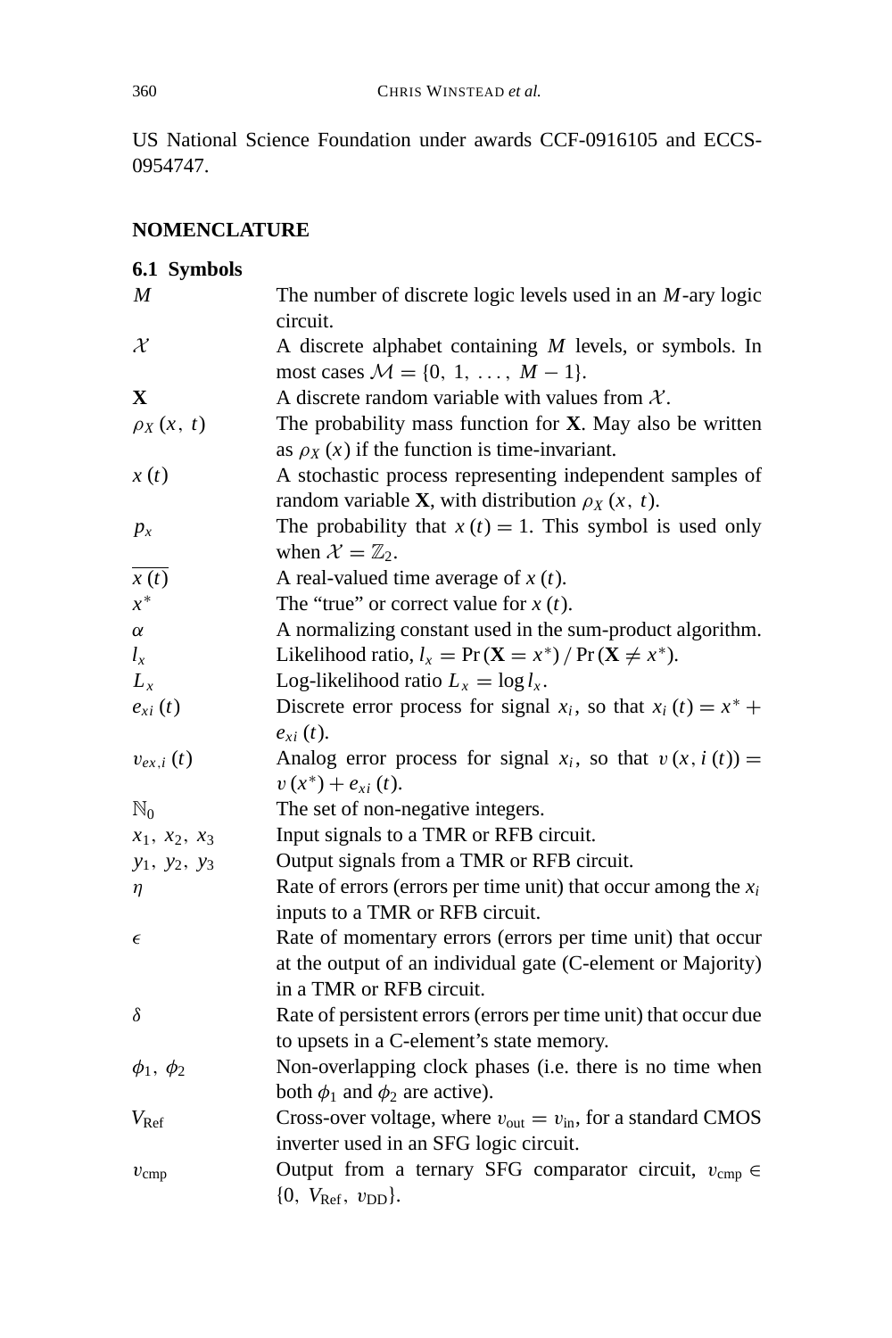US National Science Foundation under awards CCF-0916105 and ECCS-0954747.

## NOMENCLATURE

### 6.1 Symbols

| | |
|---|---|
| $M$ | The number of discrete logic levels used in an $M$-ary logic circuit. |
| $\mathcal{X}$ | A discrete alphabet containing $M$ levels, or symbols. In most cases $\mathcal{M} = \{0,\ 1,\ \ldots,\ M-1\}$. |
| $\mathbf{X}$ | A discrete random variable with values from $\mathcal{X}$. |
| $\rho_X(x,\ t)$ | The probability mass function for $\mathbf{X}$. May also be written as $\rho_X(x)$ if the function is time-invariant. |
| $x(t)$ | A stochastic process representing independent samples of random variable $\mathbf{X}$, with distribution $\rho_X(x,\ t)$. |
| $p_x$ | The probability that $x(t) = 1$. This symbol is used only when $\mathcal{X} = \mathbb{Z}_2$. |
| $\overline{x(t)}$ | A real-valued time average of $x(t)$. |
| $x^*$ | The "true" or correct value for $x(t)$. |
| $\alpha$ | A normalizing constant used in the sum-product algorithm. |
| $l_x$ | Likelihood ratio, $l_x = \Pr(\mathbf{X} = x^*) / \Pr(\mathbf{X} \neq x^*)$. |
| $L_x$ | Log-likelihood ratio $L_x = \log l_x$. |
| $e_{xi}(t)$ | Discrete error process for signal $x_i$, so that $x_i(t) = x^* + e_{xi}(t)$. |
| $v_{ex,i}(t)$ | Analog error process for signal $x_i$, so that $v(x, i(t)) = v(x^*) + e_{xi}(t)$. |
| $\mathbb{N}_0$ | The set of non-negative integers. |
| $x_1,\ x_2,\ x_3$ | Input signals to a TMR or RFB circuit. |
| $y_1,\ y_2,\ y_3$ | Output signals from a TMR or RFB circuit. |
| $\eta$ | Rate of errors (errors per time unit) that occur among the $x_i$ inputs to a TMR or RFB circuit. |
| $\epsilon$ | Rate of momentary errors (errors per time unit) that occur at the output of an individual gate (C-element or Majority) in a TMR or RFB circuit. |
| $\delta$ | Rate of persistent errors (errors per time unit) that occur due to upsets in a C-element's state memory. |
| $\phi_1,\ \phi_2$ | Non-overlapping clock phases (i.e. there is no time when both $\phi_1$ and $\phi_2$ are active). |
| $V_{\text{Ref}}$ | Cross-over voltage, where $v_{\text{out}} = v_{\text{in}}$, for a standard CMOS inverter used in an SFG logic circuit. |
| $v_{\text{cmp}}$ | Output from a ternary SFG comparator circuit, $v_{\text{cmp}} \in \{0,\ V_{\text{Ref}},\ v_{\text{DD}}\}$. |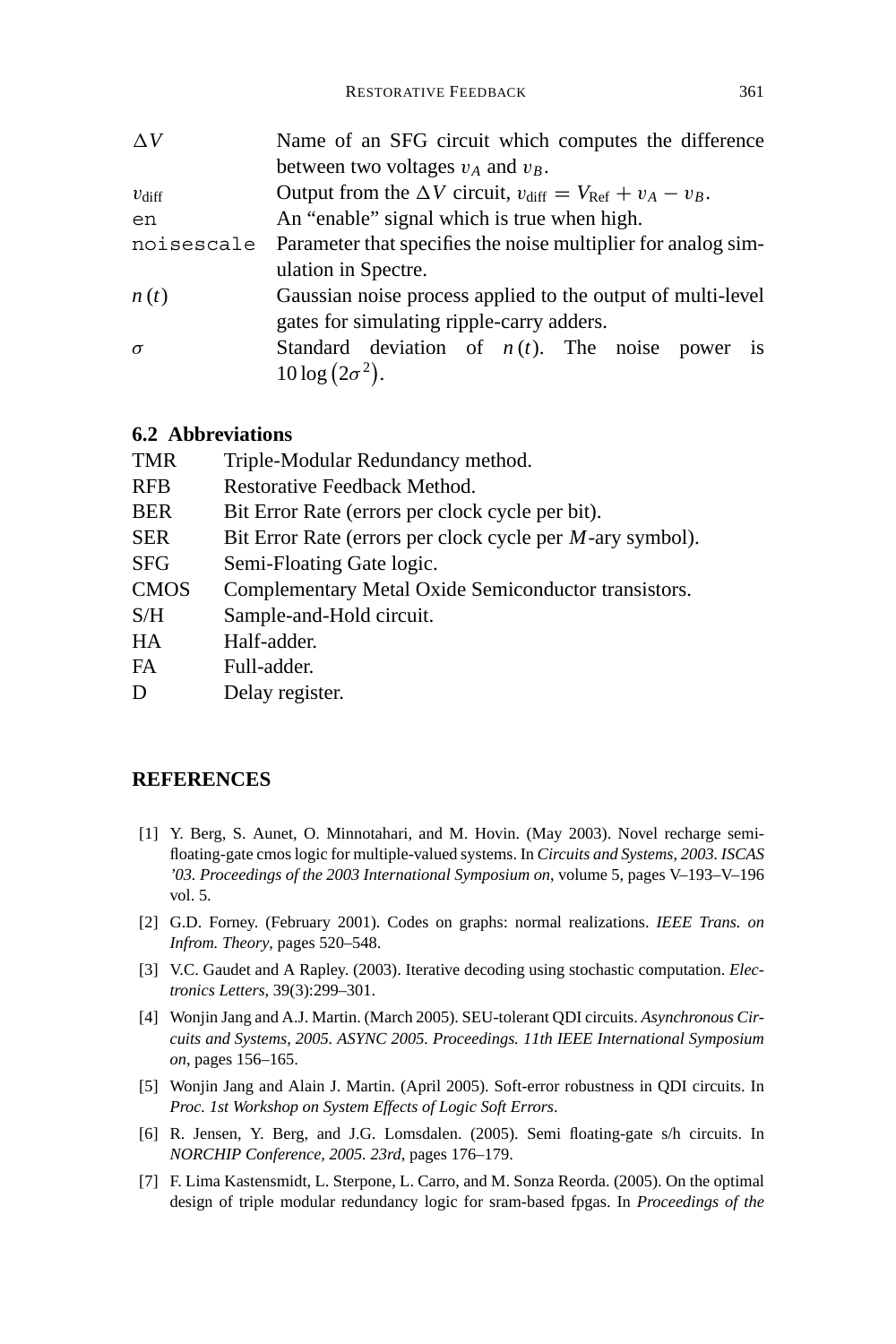| | |
|---|---|
| $\Delta V$ | Name of an SFG circuit which computes the difference between two voltages $v_A$ and $v_B$. |
| $v_{\text{diff}}$ | Output from the $\Delta V$ circuit, $v_{\text{diff}} = V_{\text{Ref}} + v_A - v_B$. |
| `en` | An “enable” signal which is true when high. |
| `noisescale` | Parameter that specifies the noise multiplier for analog simulation in Spectre. |
| $n(t)$ | Gaussian noise process applied to the output of multi-level gates for simulating ripple-carry adders. |
| $\sigma$ | Standard deviation of $n(t)$. The noise power is $10\log\left(2\sigma^2\right)$. |

### 6.2 Abbreviations

| | |
|---|---|
| TMR | Triple-Modular Redundancy method. |
| RFB | Restorative Feedback Method. |
| BER | Bit Error Rate (errors per clock cycle per bit). |
| SER | Bit Error Rate (errors per clock cycle per $M$-ary symbol). |
| SFG | Semi-Floating Gate logic. |
| CMOS | Complementary Metal Oxide Semiconductor transistors. |
| S/H | Sample-and-Hold circuit. |
| HA | Half-adder. |
| FA | Full-adder. |
| D | Delay register. |

## REFERENCES

[1] Y. Berg, S. Aunet, O. Minnotahari, and M. Hovin. (May 2003). Novel recharge semi-floating-gate cmos logic for multiple-valued systems. In *Circuits and Systems, 2003. ISCAS '03. Proceedings of the 2003 International Symposium on*, volume 5, pages V–193–V–196 vol. 5.

[2] G.D. Forney. (February 2001). Codes on graphs: normal realizations. *IEEE Trans. on Infrom. Theory*, pages 520–548.

[3] V.C. Gaudet and A Rapley. (2003). Iterative decoding using stochastic computation. *Electronics Letters*, 39(3):299–301.

[4] Wonjin Jang and A.J. Martin. (March 2005). SEU-tolerant QDI circuits. *Asynchronous Circuits and Systems, 2005. ASYNC 2005. Proceedings. 11th IEEE International Symposium on*, pages 156–165.

[5] Wonjin Jang and Alain J. Martin. (April 2005). Soft-error robustness in QDI circuits. In *Proc. 1st Workshop on System Effects of Logic Soft Errors*.

[6] R. Jensen, Y. Berg, and J.G. Lomsdalen. (2005). Semi floating-gate s/h circuits. In *NORCHIP Conference, 2005. 23rd*, pages 176–179.

[7] F. Lima Kastensmidt, L. Sterpone, L. Carro, and M. Sonza Reorda. (2005). On the optimal design of triple modular redundancy logic for sram-based fpgas. In *Proceedings of the*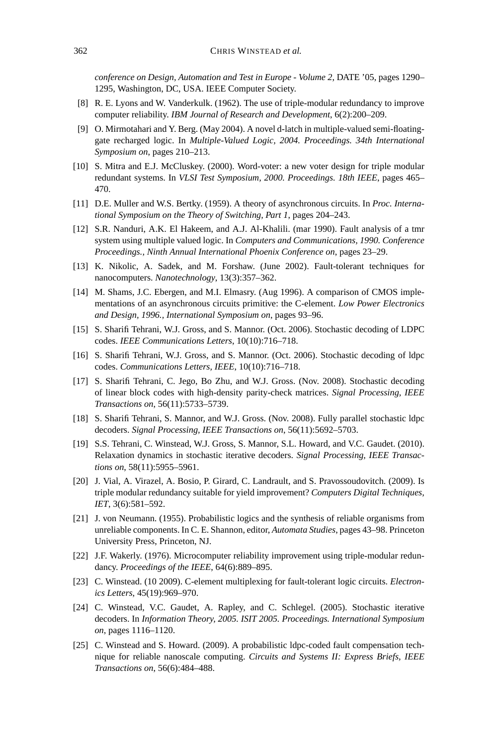conference on Design, Automation and Test in Europe - Volume 2*, DATE '05, pages 1290–1295, Washington, DC, USA. IEEE Computer Society.

[8] R. E. Lyons and W. Vanderkulk. (1962). The use of triple-modular redundancy to improve computer reliability. *IBM Journal of Research and Development*, 6(2):200–209.

[9] O. Mirmotahari and Y. Berg. (May 2004). A novel d-latch in multiple-valued semi-floating-gate recharged logic. In *Multiple-Valued Logic, 2004. Proceedings. 34th International Symposium on*, pages 210–213.

[10] S. Mitra and E.J. McCluskey. (2000). Word-voter: a new voter design for triple modular redundant systems. In *VLSI Test Symposium, 2000. Proceedings. 18th IEEE*, pages 465–470.

[11] D.E. Muller and W.S. Bertky. (1959). A theory of asynchronous circuits. In *Proc. International Symposium on the Theory of Switching, Part 1*, pages 204–243.

[12] S.R. Nanduri, A.K. El Hakeem, and A.J. Al-Khalili. (mar 1990). Fault analysis of a tmr system using multiple valued logic. In *Computers and Communications, 1990. Conference Proceedings., Ninth Annual International Phoenix Conference on*, pages 23–29.

[13] K. Nikolic, A. Sadek, and M. Forshaw. (June 2002). Fault-tolerant techniques for nanocomputers. *Nanotechnology*, 13(3):357–362.

[14] M. Shams, J.C. Ebergen, and M.I. Elmasry. (Aug 1996). A comparison of CMOS implementations of an asynchronous circuits primitive: the C-element. *Low Power Electronics and Design, 1996., International Symposium on*, pages 93–96.

[15] S. Sharifi Tehrani, W.J. Gross, and S. Mannor. (Oct. 2006). Stochastic decoding of LDPC codes. *IEEE Communications Letters*, 10(10):716–718.

[16] S. Sharifi Tehrani, W.J. Gross, and S. Mannor. (Oct. 2006). Stochastic decoding of ldpc codes. *Communications Letters, IEEE*, 10(10):716–718.

[17] S. Sharifi Tehrani, C. Jego, Bo Zhu, and W.J. Gross. (Nov. 2008). Stochastic decoding of linear block codes with high-density parity-check matrices. *Signal Processing, IEEE Transactions on*, 56(11):5733–5739.

[18] S. Sharifi Tehrani, S. Mannor, and W.J. Gross. (Nov. 2008). Fully parallel stochastic ldpc decoders. *Signal Processing, IEEE Transactions on*, 56(11):5692–5703.

[19] S.S. Tehrani, C. Winstead, W.J. Gross, S. Mannor, S.L. Howard, and V.C. Gaudet. (2010). Relaxation dynamics in stochastic iterative decoders. *Signal Processing, IEEE Transactions on*, 58(11):5955–5961.

[20] J. Vial, A. Virazel, A. Bosio, P. Girard, C. Landrault, and S. Pravossoudovitch. (2009). Is triple modular redundancy suitable for yield improvement? *Computers Digital Techniques, IET*, 3(6):581–592.

[21] J. von Neumann. (1955). Probabilistic logics and the synthesis of reliable organisms from unreliable components. In C. E. Shannon, editor, *Automata Studies*, pages 43–98. Princeton University Press, Princeton, NJ.

[22] J.F. Wakerly. (1976). Microcomputer reliability improvement using triple-modular redundancy. *Proceedings of the IEEE*, 64(6):889–895.

[23] C. Winstead. (10 2009). C-element multiplexing for fault-tolerant logic circuits. *Electronics Letters*, 45(19):969–970.

[24] C. Winstead, V.C. Gaudet, A. Rapley, and C. Schlegel. (2005). Stochastic iterative decoders. In *Information Theory, 2005. ISIT 2005. Proceedings. International Symposium on*, pages 1116–1120.

[25] C. Winstead and S. Howard. (2009). A probabilistic ldpc-coded fault compensation technique for reliable nanoscale computing. *Circuits and Systems II: Express Briefs, IEEE Transactions on*, 56(6):484–488.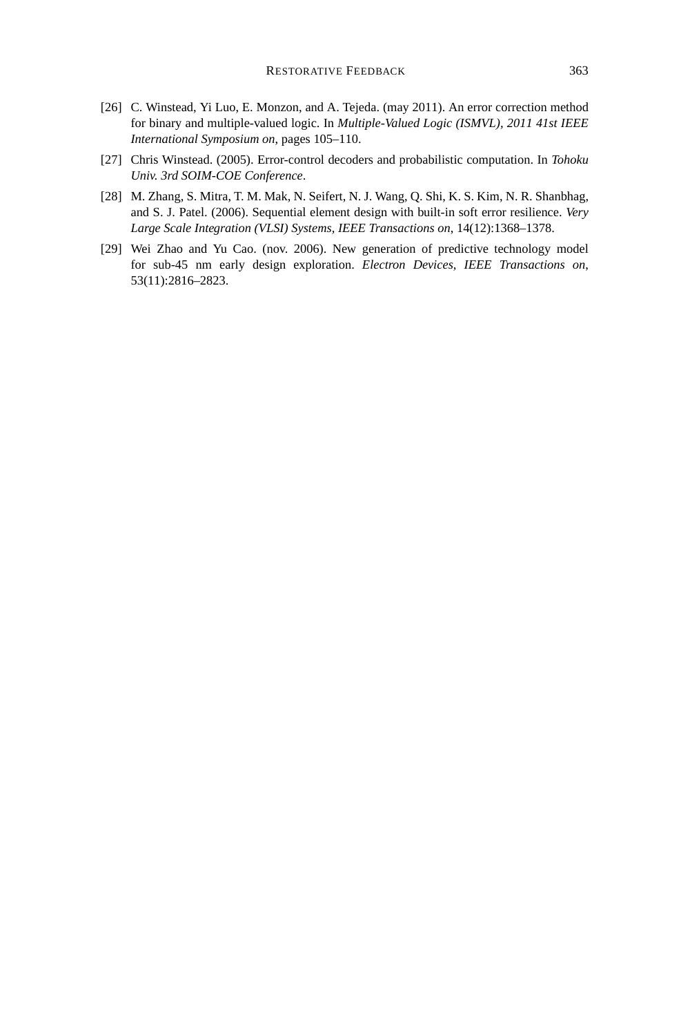[26] C. Winstead, Yi Luo, E. Monzon, and A. Tejeda. (may 2011). An error correction method for binary and multiple-valued logic. In *Multiple-Valued Logic (ISMVL), 2011 41st IEEE International Symposium on*, pages 105–110.

[27] Chris Winstead. (2005). Error-control decoders and probabilistic computation. In *Tohoku Univ. 3rd SOIM-COE Conference*.

[28] M. Zhang, S. Mitra, T. M. Mak, N. Seifert, N. J. Wang, Q. Shi, K. S. Kim, N. R. Shanbhag, and S. J. Patel. (2006). Sequential element design with built-in soft error resilience. *Very Large Scale Integration (VLSI) Systems, IEEE Transactions on*, 14(12):1368–1378.

[29] Wei Zhao and Yu Cao. (nov. 2006). New generation of predictive technology model for sub-45 nm early design exploration. *Electron Devices, IEEE Transactions on*, 53(11):2816–2823.